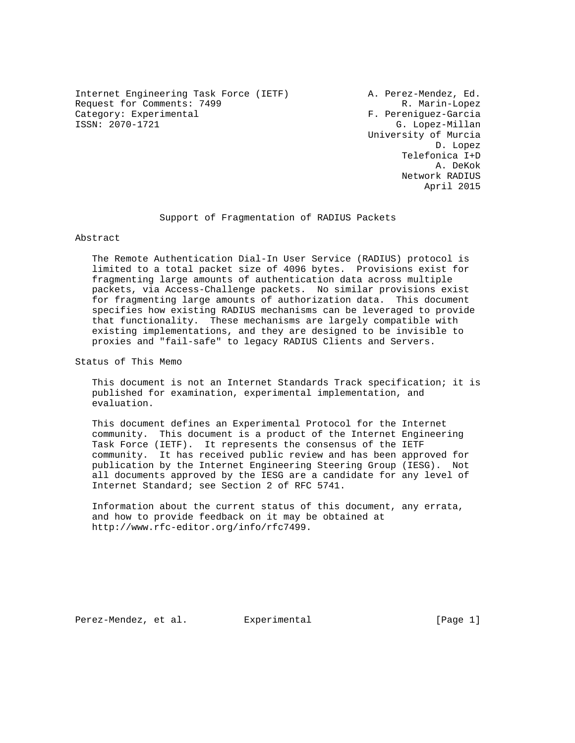Internet Engineering Task Force (IETF)
Request for Comments: 7499
Category: Experimental
ISSN: 2070-1721

A. Perez-Mendez, Ed.
R. Marin-Lopez
F. Pereniguez-Garcia
G. Lopez-Millan
University of Murcia
D. Lopez
Telefonica I+D
A. DeKok
Network RADIUS
April 2015

# Support of Fragmentation of RADIUS Packets

## Abstract

The Remote Authentication Dial-In User Service (RADIUS) protocol is limited to a total packet size of 4096 bytes. Provisions exist for fragmenting large amounts of authentication data across multiple packets, via Access-Challenge packets. No similar provisions exist for fragmenting large amounts of authorization data. This document specifies how existing RADIUS mechanisms can be leveraged to provide that functionality. These mechanisms are largely compatible with existing implementations, and they are designed to be invisible to proxies and "fail-safe" to legacy RADIUS Clients and Servers.

## Status of This Memo

This document is not an Internet Standards Track specification; it is published for examination, experimental implementation, and evaluation.

This document defines an Experimental Protocol for the Internet community. This document is a product of the Internet Engineering Task Force (IETF). It represents the consensus of the IETF community. It has received public review and has been approved for publication by the Internet Engineering Steering Group (IESG). Not all documents approved by the IESG are a candidate for any level of Internet Standard; see Section 2 of RFC 5741.

Information about the current status of this document, any errata, and how to provide feedback on it may be obtained at http://www.rfc-editor.org/info/rfc7499.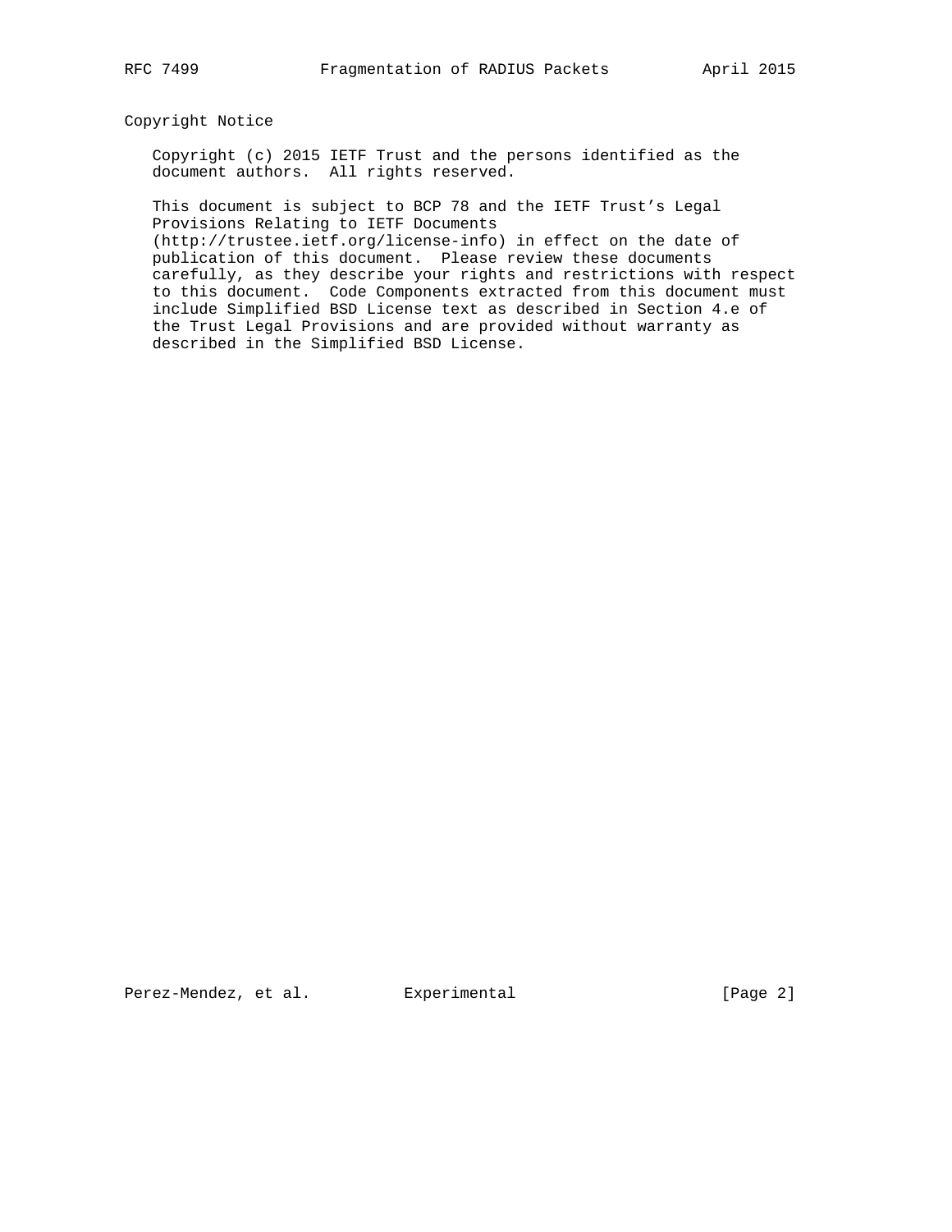## Copyright Notice

Copyright (c) 2015 IETF Trust and the persons identified as the document authors. All rights reserved.

This document is subject to BCP 78 and the IETF Trust's Legal Provisions Relating to IETF Documents (http://trustee.ietf.org/license-info) in effect on the date of publication of this document. Please review these documents carefully, as they describe your rights and restrictions with respect to this document. Code Components extracted from this document must include Simplified BSD License text as described in Section 4.e of the Trust Legal Provisions and are provided without warranty as described in the Simplified BSD License.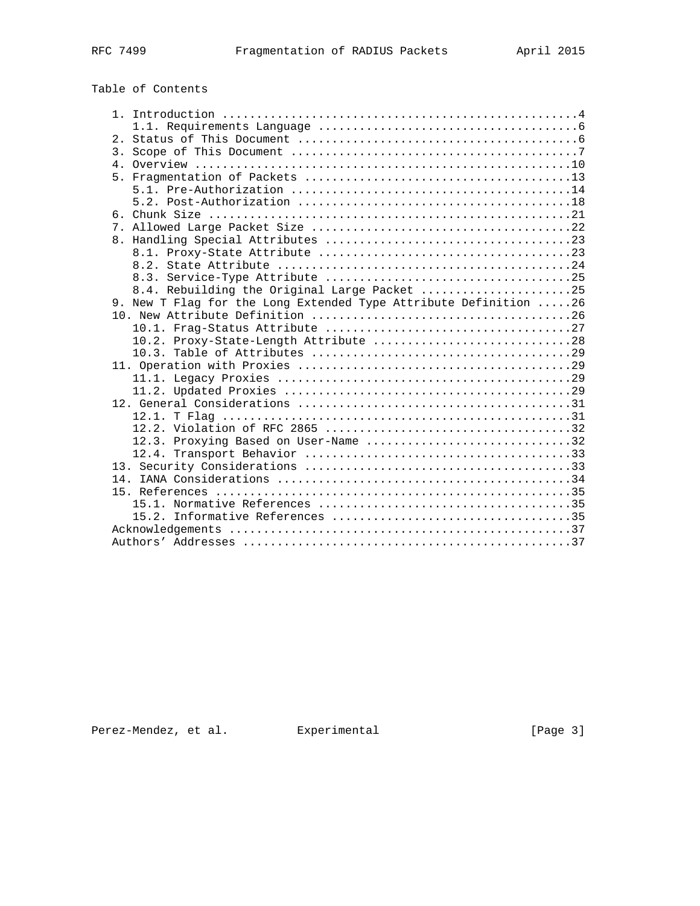Table of Contents

```
   1. Introduction ....................................................4
      1.1. Requirements Language ......................................6
   2. Status of This Document .........................................6
   3. Scope of This Document ..........................................7
   4. Overview .......................................................10
   5. Fragmentation of Packets .......................................13
      5.1. Pre-Authorization .........................................14
      5.2. Post-Authorization ........................................18
   6. Chunk Size .....................................................21
   7. Allowed Large Packet Size ......................................22
   8. Handling Special Attributes ....................................23
      8.1. Proxy-State Attribute .....................................23
      8.2. State Attribute ...........................................24
      8.3. Service-Type Attribute ....................................25
      8.4. Rebuilding the Original Large Packet ......................25
   9. New T Flag for the Long Extended Type Attribute Definition .....26
   10. New Attribute Definition ......................................26
      10.1. Frag-Status Attribute ....................................27
      10.2. Proxy-State-Length Attribute .............................28
      10.3. Table of Attributes ......................................29
   11. Operation with Proxies ........................................29
      11.1. Legacy Proxies ...........................................29
      11.2. Updated Proxies ..........................................29
   12. General Considerations ........................................31
      12.1. T Flag ...................................................31
      12.2. Violation of RFC 2865 ....................................32
      12.3. Proxying Based on User-Name ..............................32
      12.4. Transport Behavior .......................................33
   13. Security Considerations .......................................33
   14. IANA Considerations ...........................................34
   15. References ....................................................35
      15.1. Normative References .....................................35
      15.2. Informative References ...................................35
   Acknowledgements ..................................................37
   Authors' Addresses ................................................37
```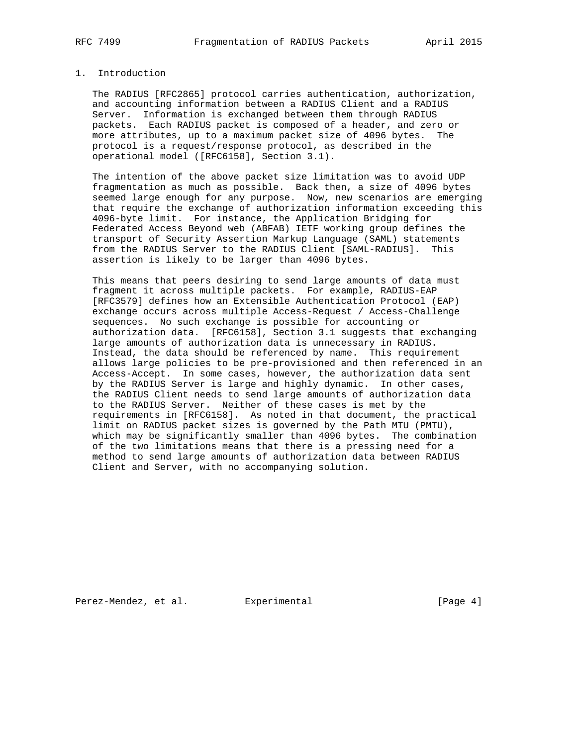# 1. Introduction

The RADIUS [RFC2865] protocol carries authentication, authorization, and accounting information between a RADIUS Client and a RADIUS Server. Information is exchanged between them through RADIUS packets. Each RADIUS packet is composed of a header, and zero or more attributes, up to a maximum packet size of 4096 bytes. The protocol is a request/response protocol, as described in the operational model ([RFC6158], Section 3.1).

The intention of the above packet size limitation was to avoid UDP fragmentation as much as possible. Back then, a size of 4096 bytes seemed large enough for any purpose. Now, new scenarios are emerging that require the exchange of authorization information exceeding this 4096-byte limit. For instance, the Application Bridging for Federated Access Beyond web (ABFAB) IETF working group defines the transport of Security Assertion Markup Language (SAML) statements from the RADIUS Server to the RADIUS Client [SAML-RADIUS]. This assertion is likely to be larger than 4096 bytes.

This means that peers desiring to send large amounts of data must fragment it across multiple packets. For example, RADIUS-EAP [RFC3579] defines how an Extensible Authentication Protocol (EAP) exchange occurs across multiple Access-Request / Access-Challenge sequences. No such exchange is possible for accounting or authorization data. [RFC6158], Section 3.1 suggests that exchanging large amounts of authorization data is unnecessary in RADIUS. Instead, the data should be referenced by name. This requirement allows large policies to be pre-provisioned and then referenced in an Access-Accept. In some cases, however, the authorization data sent by the RADIUS Server is large and highly dynamic. In other cases, the RADIUS Client needs to send large amounts of authorization data to the RADIUS Server. Neither of these cases is met by the requirements in [RFC6158]. As noted in that document, the practical limit on RADIUS packet sizes is governed by the Path MTU (PMTU), which may be significantly smaller than 4096 bytes. The combination of the two limitations means that there is a pressing need for a method to send large amounts of authorization data between RADIUS Client and Server, with no accompanying solution.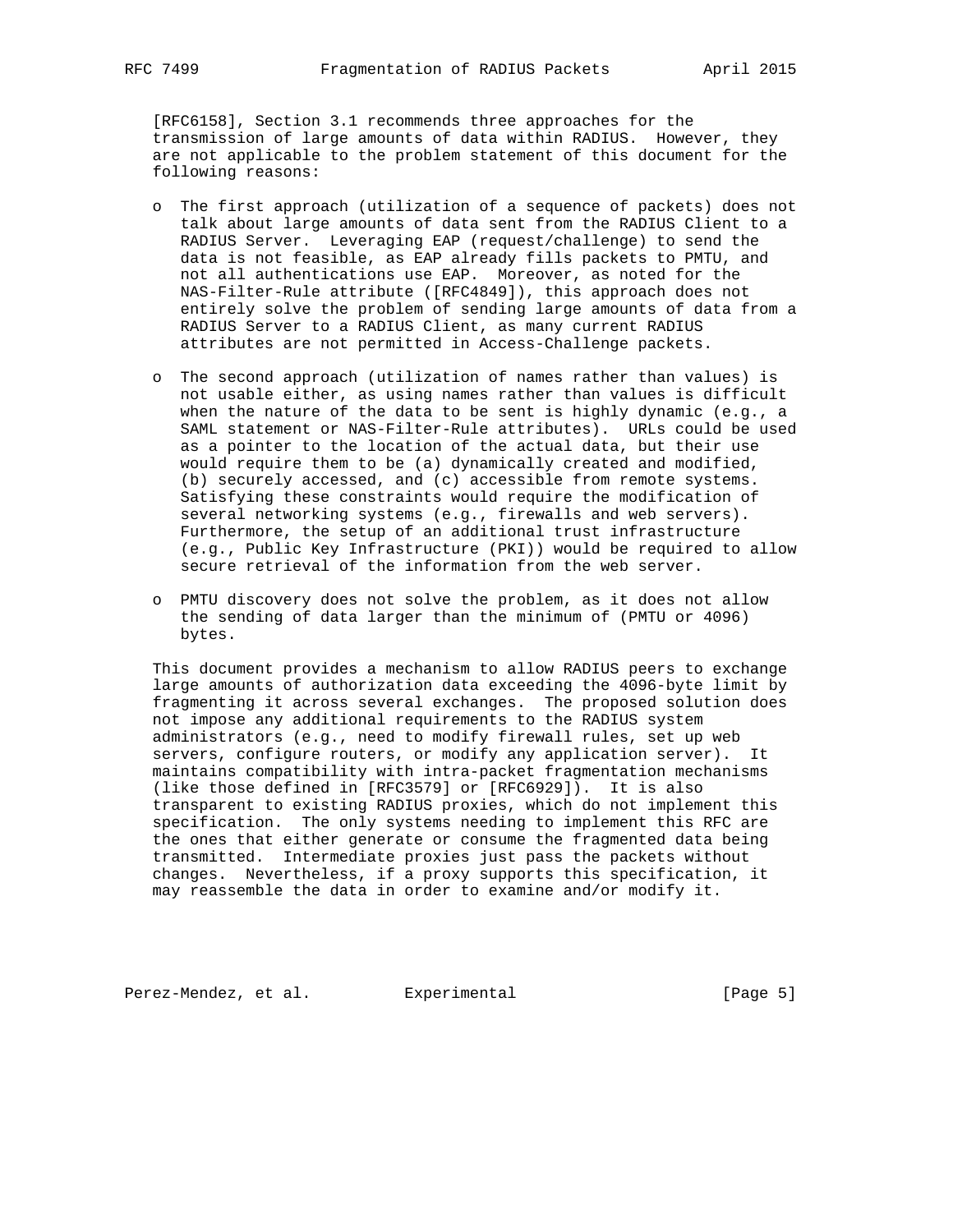[RFC6158], Section 3.1 recommends three approaches for the transmission of large amounts of data within RADIUS. However, they are not applicable to the problem statement of this document for the following reasons:

- The first approach (utilization of a sequence of packets) does not talk about large amounts of data sent from the RADIUS Client to a RADIUS Server. Leveraging EAP (request/challenge) to send the data is not feasible, as EAP already fills packets to PMTU, and not all authentications use EAP. Moreover, as noted for the NAS-Filter-Rule attribute ([RFC4849]), this approach does not entirely solve the problem of sending large amounts of data from a RADIUS Server to a RADIUS Client, as many current RADIUS attributes are not permitted in Access-Challenge packets.

- The second approach (utilization of names rather than values) is not usable either, as using names rather than values is difficult when the nature of the data to be sent is highly dynamic (e.g., a SAML statement or NAS-Filter-Rule attributes). URLs could be used as a pointer to the location of the actual data, but their use would require them to be (a) dynamically created and modified, (b) securely accessed, and (c) accessible from remote systems. Satisfying these constraints would require the modification of several networking systems (e.g., firewalls and web servers). Furthermore, the setup of an additional trust infrastructure (e.g., Public Key Infrastructure (PKI)) would be required to allow secure retrieval of the information from the web server.

- PMTU discovery does not solve the problem, as it does not allow the sending of data larger than the minimum of (PMTU or 4096) bytes.

This document provides a mechanism to allow RADIUS peers to exchange large amounts of authorization data exceeding the 4096-byte limit by fragmenting it across several exchanges. The proposed solution does not impose any additional requirements to the RADIUS system administrators (e.g., need to modify firewall rules, set up web servers, configure routers, or modify any application server). It maintains compatibility with intra-packet fragmentation mechanisms (like those defined in [RFC3579] or [RFC6929]). It is also transparent to existing RADIUS proxies, which do not implement this specification. The only systems needing to implement this RFC are the ones that either generate or consume the fragmented data being transmitted. Intermediate proxies just pass the packets without changes. Nevertheless, if a proxy supports this specification, it may reassemble the data in order to examine and/or modify it.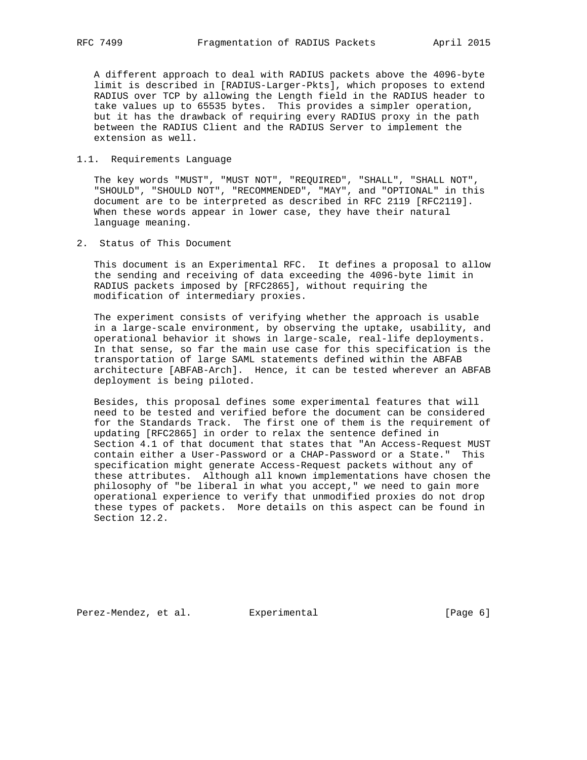A different approach to deal with RADIUS packets above the 4096-byte limit is described in [RADIUS-Larger-Pkts], which proposes to extend RADIUS over TCP by allowing the Length field in the RADIUS header to take values up to 65535 bytes. This provides a simpler operation, but it has the drawback of requiring every RADIUS proxy in the path between the RADIUS Client and the RADIUS Server to implement the extension as well.

### 1.1. Requirements Language

The key words "MUST", "MUST NOT", "REQUIRED", "SHALL", "SHALL NOT", "SHOULD", "SHOULD NOT", "RECOMMENDED", "MAY", and "OPTIONAL" in this document are to be interpreted as described in RFC 2119 [RFC2119]. When these words appear in lower case, they have their natural language meaning.

## 2. Status of This Document

This document is an Experimental RFC. It defines a proposal to allow the sending and receiving of data exceeding the 4096-byte limit in RADIUS packets imposed by [RFC2865], without requiring the modification of intermediary proxies.

The experiment consists of verifying whether the approach is usable in a large-scale environment, by observing the uptake, usability, and operational behavior it shows in large-scale, real-life deployments. In that sense, so far the main use case for this specification is the transportation of large SAML statements defined within the ABFAB architecture [ABFAB-Arch]. Hence, it can be tested wherever an ABFAB deployment is being piloted.

Besides, this proposal defines some experimental features that will need to be tested and verified before the document can be considered for the Standards Track. The first one of them is the requirement of updating [RFC2865] in order to relax the sentence defined in Section 4.1 of that document that states that "An Access-Request MUST contain either a User-Password or a CHAP-Password or a State." This specification might generate Access-Request packets without any of these attributes. Although all known implementations have chosen the philosophy of "be liberal in what you accept," we need to gain more operational experience to verify that unmodified proxies do not drop these types of packets. More details on this aspect can be found in Section 12.2.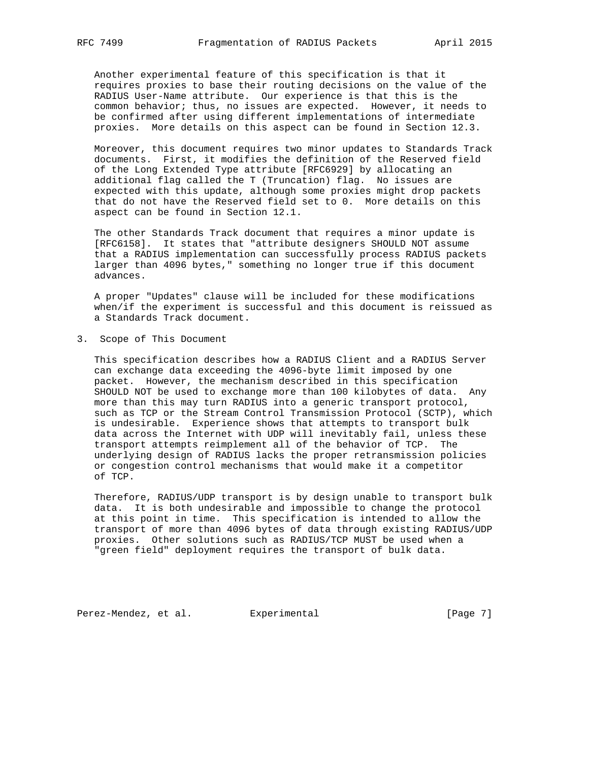Another experimental feature of this specification is that it requires proxies to base their routing decisions on the value of the RADIUS User-Name attribute. Our experience is that this is the common behavior; thus, no issues are expected. However, it needs to be confirmed after using different implementations of intermediate proxies. More details on this aspect can be found in Section 12.3.

Moreover, this document requires two minor updates to Standards Track documents. First, it modifies the definition of the Reserved field of the Long Extended Type attribute [RFC6929] by allocating an additional flag called the T (Truncation) flag. No issues are expected with this update, although some proxies might drop packets that do not have the Reserved field set to 0. More details on this aspect can be found in Section 12.1.

The other Standards Track document that requires a minor update is [RFC6158]. It states that "attribute designers SHOULD NOT assume that a RADIUS implementation can successfully process RADIUS packets larger than 4096 bytes," something no longer true if this document advances.

A proper "Updates" clause will be included for these modifications when/if the experiment is successful and this document is reissued as a Standards Track document.

## 3. Scope of This Document

This specification describes how a RADIUS Client and a RADIUS Server can exchange data exceeding the 4096-byte limit imposed by one packet. However, the mechanism described in this specification SHOULD NOT be used to exchange more than 100 kilobytes of data. Any more than this may turn RADIUS into a generic transport protocol, such as TCP or the Stream Control Transmission Protocol (SCTP), which is undesirable. Experience shows that attempts to transport bulk data across the Internet with UDP will inevitably fail, unless these transport attempts reimplement all of the behavior of TCP. The underlying design of RADIUS lacks the proper retransmission policies or congestion control mechanisms that would make it a competitor of TCP.

Therefore, RADIUS/UDP transport is by design unable to transport bulk data. It is both undesirable and impossible to change the protocol at this point in time. This specification is intended to allow the transport of more than 4096 bytes of data through existing RADIUS/UDP proxies. Other solutions such as RADIUS/TCP MUST be used when a "green field" deployment requires the transport of bulk data.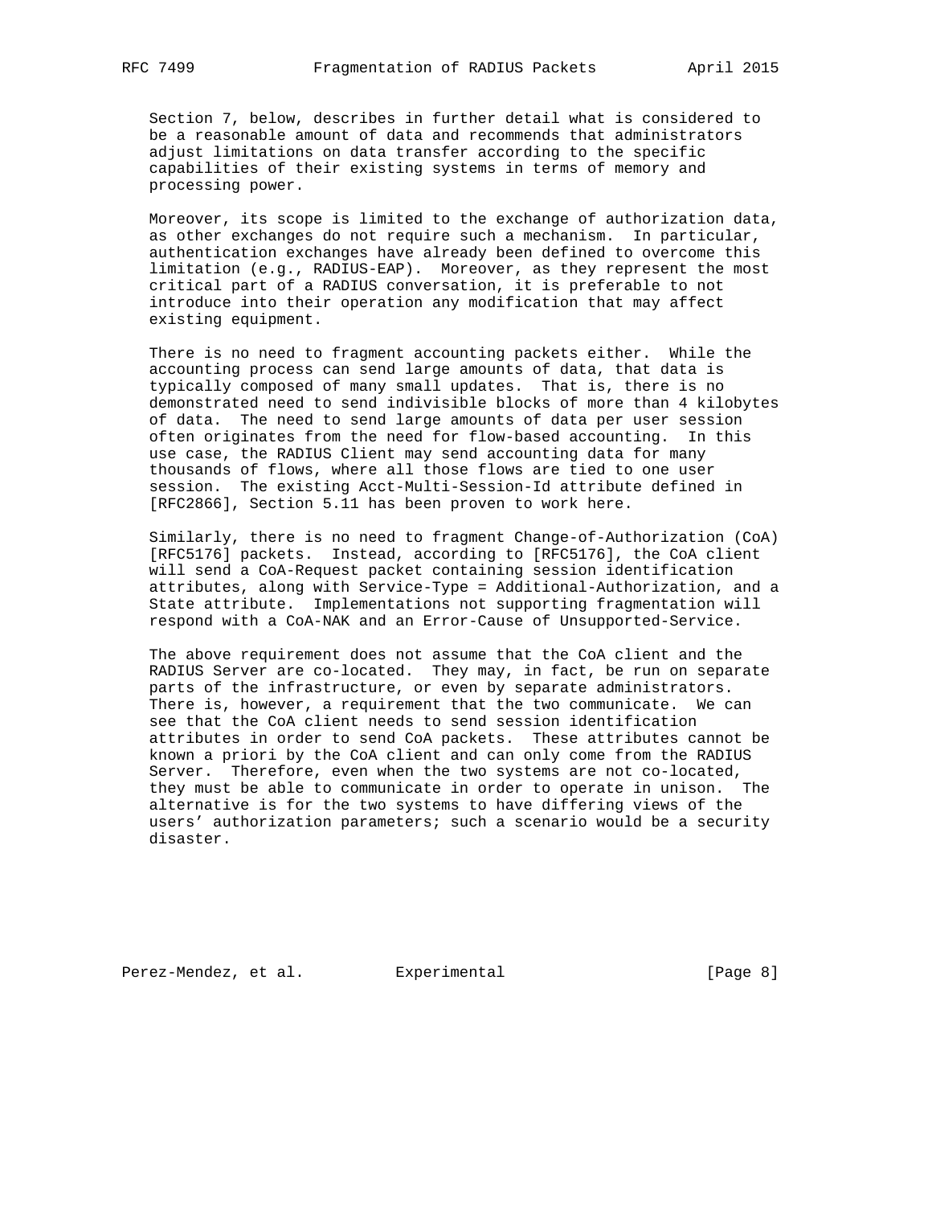Section 7, below, describes in further detail what is considered to be a reasonable amount of data and recommends that administrators adjust limitations on data transfer according to the specific capabilities of their existing systems in terms of memory and processing power.

Moreover, its scope is limited to the exchange of authorization data, as other exchanges do not require such a mechanism. In particular, authentication exchanges have already been defined to overcome this limitation (e.g., RADIUS-EAP). Moreover, as they represent the most critical part of a RADIUS conversation, it is preferable to not introduce into their operation any modification that may affect existing equipment.

There is no need to fragment accounting packets either. While the accounting process can send large amounts of data, that data is typically composed of many small updates. That is, there is no demonstrated need to send indivisible blocks of more than 4 kilobytes of data. The need to send large amounts of data per user session often originates from the need for flow-based accounting. In this use case, the RADIUS Client may send accounting data for many thousands of flows, where all those flows are tied to one user session. The existing Acct-Multi-Session-Id attribute defined in [RFC2866], Section 5.11 has been proven to work here.

Similarly, there is no need to fragment Change-of-Authorization (CoA) [RFC5176] packets. Instead, according to [RFC5176], the CoA client will send a CoA-Request packet containing session identification attributes, along with Service-Type = Additional-Authorization, and a State attribute. Implementations not supporting fragmentation will respond with a CoA-NAK and an Error-Cause of Unsupported-Service.

The above requirement does not assume that the CoA client and the RADIUS Server are co-located. They may, in fact, be run on separate parts of the infrastructure, or even by separate administrators. There is, however, a requirement that the two communicate. We can see that the CoA client needs to send session identification attributes in order to send CoA packets. These attributes cannot be known a priori by the CoA client and can only come from the RADIUS Server. Therefore, even when the two systems are not co-located, they must be able to communicate in order to operate in unison. The alternative is for the two systems to have differing views of the users' authorization parameters; such a scenario would be a security disaster.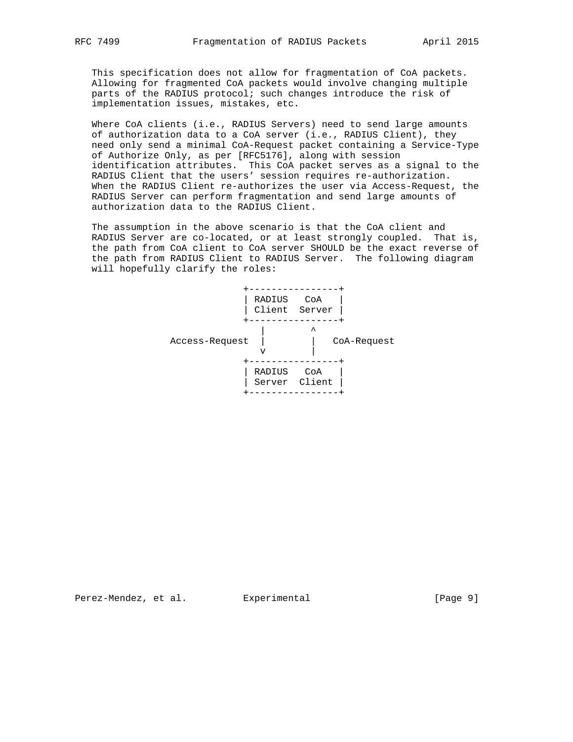This specification does not allow for fragmentation of CoA packets. Allowing for fragmented CoA packets would involve changing multiple parts of the RADIUS protocol; such changes introduce the risk of implementation issues, mistakes, etc.

Where CoA clients (i.e., RADIUS Servers) need to send large amounts of authorization data to a CoA server (i.e., RADIUS Client), they need only send a minimal CoA-Request packet containing a Service-Type of Authorize Only, as per [RFC5176], along with session identification attributes. This CoA packet serves as a signal to the RADIUS Client that the users' session requires re-authorization. When the RADIUS Client re-authorizes the user via Access-Request, the RADIUS Server can perform fragmentation and send large amounts of authorization data to the RADIUS Client.

The assumption in the above scenario is that the CoA client and RADIUS Server are co-located, or at least strongly coupled. That is, the path from CoA client to CoA server SHOULD be the exact reverse of the path from RADIUS Client to RADIUS Server. The following diagram will hopefully clarify the roles:

```
                        +----------------+
                        | RADIUS   CoA   |
                        | Client  Server |
                        +----------------+
                           |        ^
          Access-Request   |        |   CoA-Request
                           v        |
                        +----------------+
                        | RADIUS   CoA   |
                        | Server  Client |
                        +----------------+
```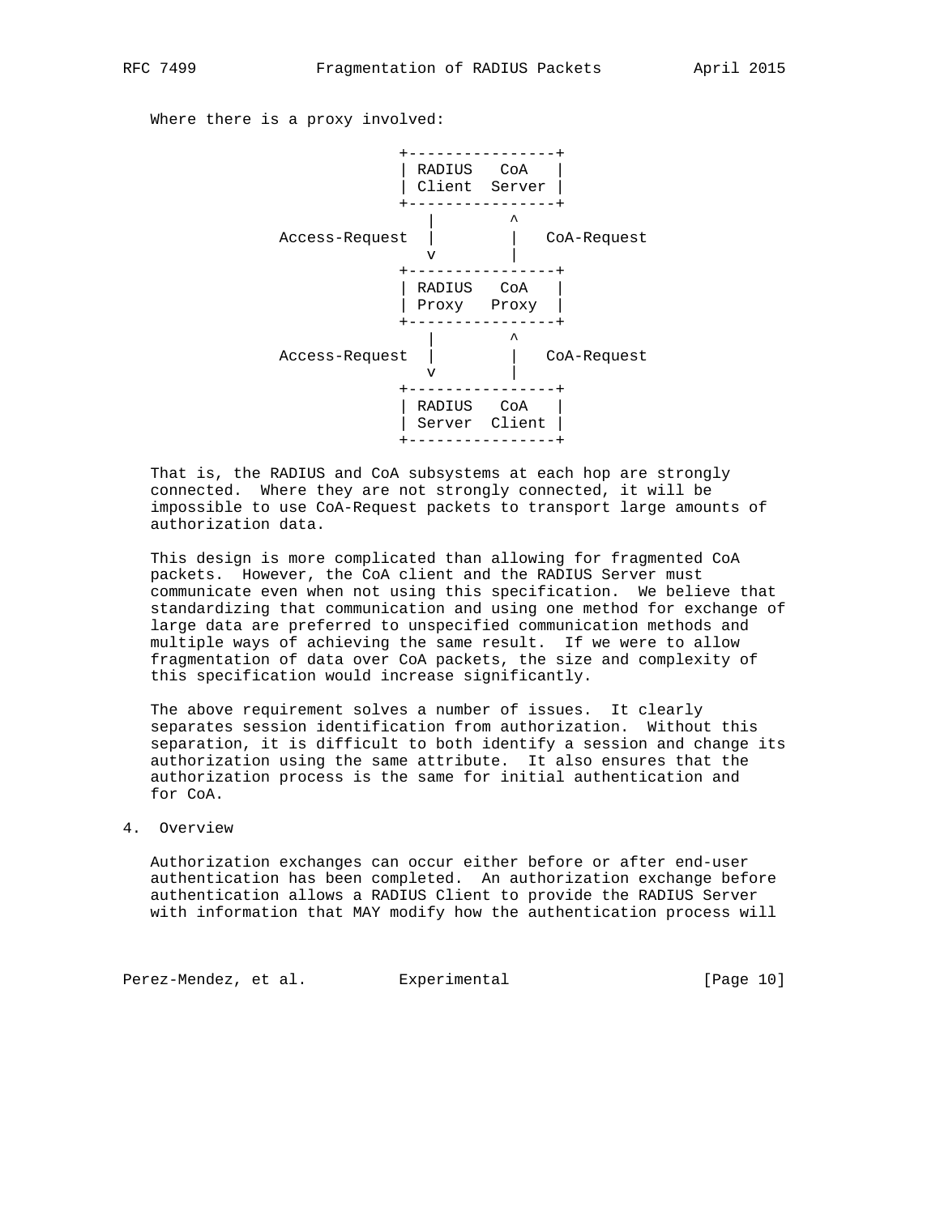Where there is a proxy involved:

```
                       +----------------+
                       | RADIUS   CoA   |
                       | Client  Server |
                       +----------------+
                         |        ^
          Access-Request |        |   CoA-Request
                         v        |
                       +----------------+
                       | RADIUS   CoA   |
                       | Proxy   Proxy  |
                       +----------------+
                         |        ^
          Access-Request |        |   CoA-Request
                         v        |
                       +----------------+
                       | RADIUS   CoA   |
                       | Server  Client |
                       +----------------+
```

That is, the RADIUS and CoA subsystems at each hop are strongly connected. Where they are not strongly connected, it will be impossible to use CoA-Request packets to transport large amounts of authorization data.

This design is more complicated than allowing for fragmented CoA packets. However, the CoA client and the RADIUS Server must communicate even when not using this specification. We believe that standardizing that communication and using one method for exchange of large data are preferred to unspecified communication methods and multiple ways of achieving the same result. If we were to allow fragmentation of data over CoA packets, the size and complexity of this specification would increase significantly.

The above requirement solves a number of issues. It clearly separates session identification from authorization. Without this separation, it is difficult to both identify a session and change its authorization using the same attribute. It also ensures that the authorization process is the same for initial authentication and for CoA.

## 4. Overview

Authorization exchanges can occur either before or after end-user authentication has been completed. An authorization exchange before authentication allows a RADIUS Client to provide the RADIUS Server with information that MAY modify how the authentication process will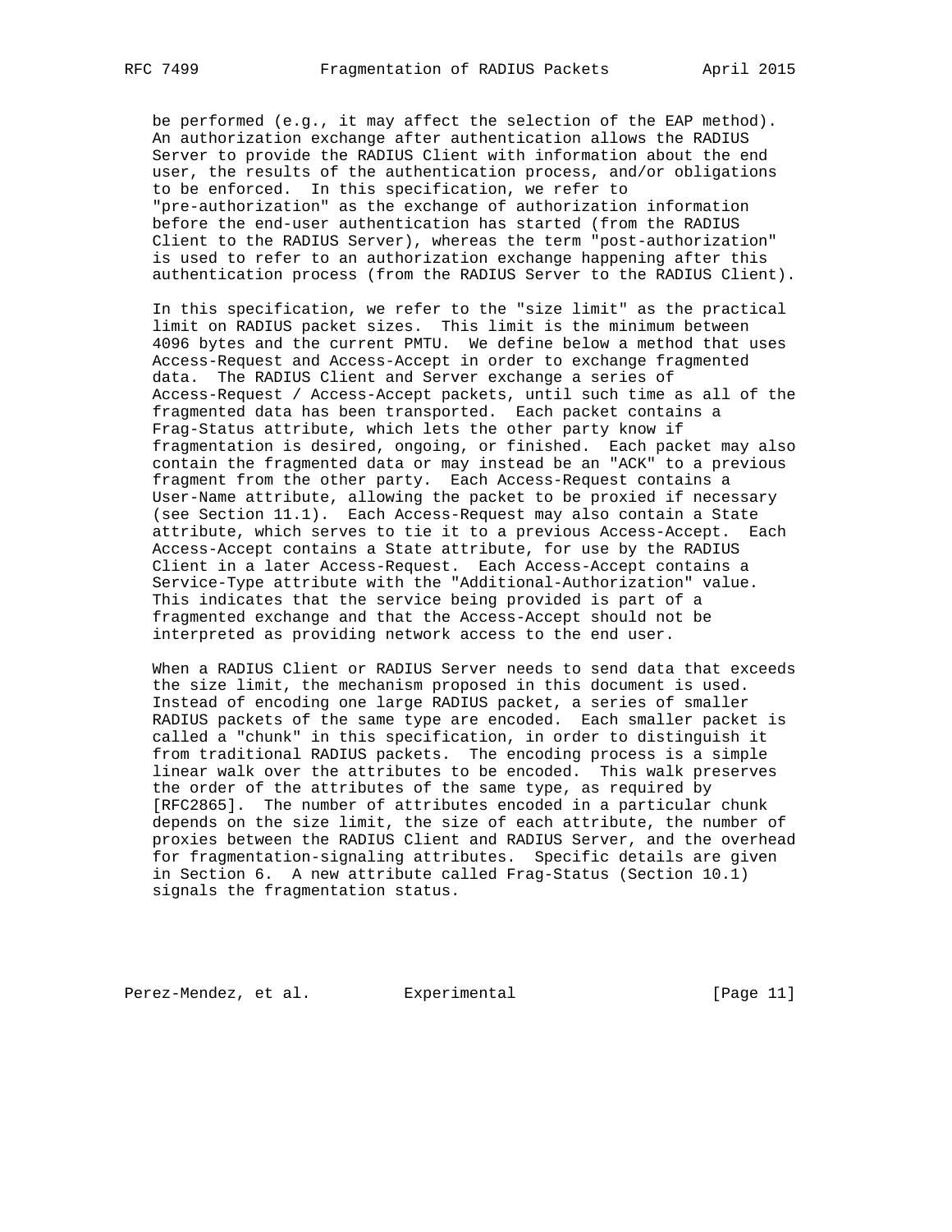be performed (e.g., it may affect the selection of the EAP method). An authorization exchange after authentication allows the RADIUS Server to provide the RADIUS Client with information about the end user, the results of the authentication process, and/or obligations to be enforced. In this specification, we refer to "pre-authorization" as the exchange of authorization information before the end-user authentication has started (from the RADIUS Client to the RADIUS Server), whereas the term "post-authorization" is used to refer to an authorization exchange happening after this authentication process (from the RADIUS Server to the RADIUS Client).

In this specification, we refer to the "size limit" as the practical limit on RADIUS packet sizes. This limit is the minimum between 4096 bytes and the current PMTU. We define below a method that uses Access-Request and Access-Accept in order to exchange fragmented data. The RADIUS Client and Server exchange a series of Access-Request / Access-Accept packets, until such time as all of the fragmented data has been transported. Each packet contains a Frag-Status attribute, which lets the other party know if fragmentation is desired, ongoing, or finished. Each packet may also contain the fragmented data or may instead be an "ACK" to a previous fragment from the other party. Each Access-Request contains a User-Name attribute, allowing the packet to be proxied if necessary (see Section 11.1). Each Access-Request may also contain a State attribute, which serves to tie it to a previous Access-Accept. Each Access-Accept contains a State attribute, for use by the RADIUS Client in a later Access-Request. Each Access-Accept contains a Service-Type attribute with the "Additional-Authorization" value. This indicates that the service being provided is part of a fragmented exchange and that the Access-Accept should not be interpreted as providing network access to the end user.

When a RADIUS Client or RADIUS Server needs to send data that exceeds the size limit, the mechanism proposed in this document is used. Instead of encoding one large RADIUS packet, a series of smaller RADIUS packets of the same type are encoded. Each smaller packet is called a "chunk" in this specification, in order to distinguish it from traditional RADIUS packets. The encoding process is a simple linear walk over the attributes to be encoded. This walk preserves the order of the attributes of the same type, as required by [RFC2865]. The number of attributes encoded in a particular chunk depends on the size limit, the size of each attribute, the number of proxies between the RADIUS Client and RADIUS Server, and the overhead for fragmentation-signaling attributes. Specific details are given in Section 6. A new attribute called Frag-Status (Section 10.1) signals the fragmentation status.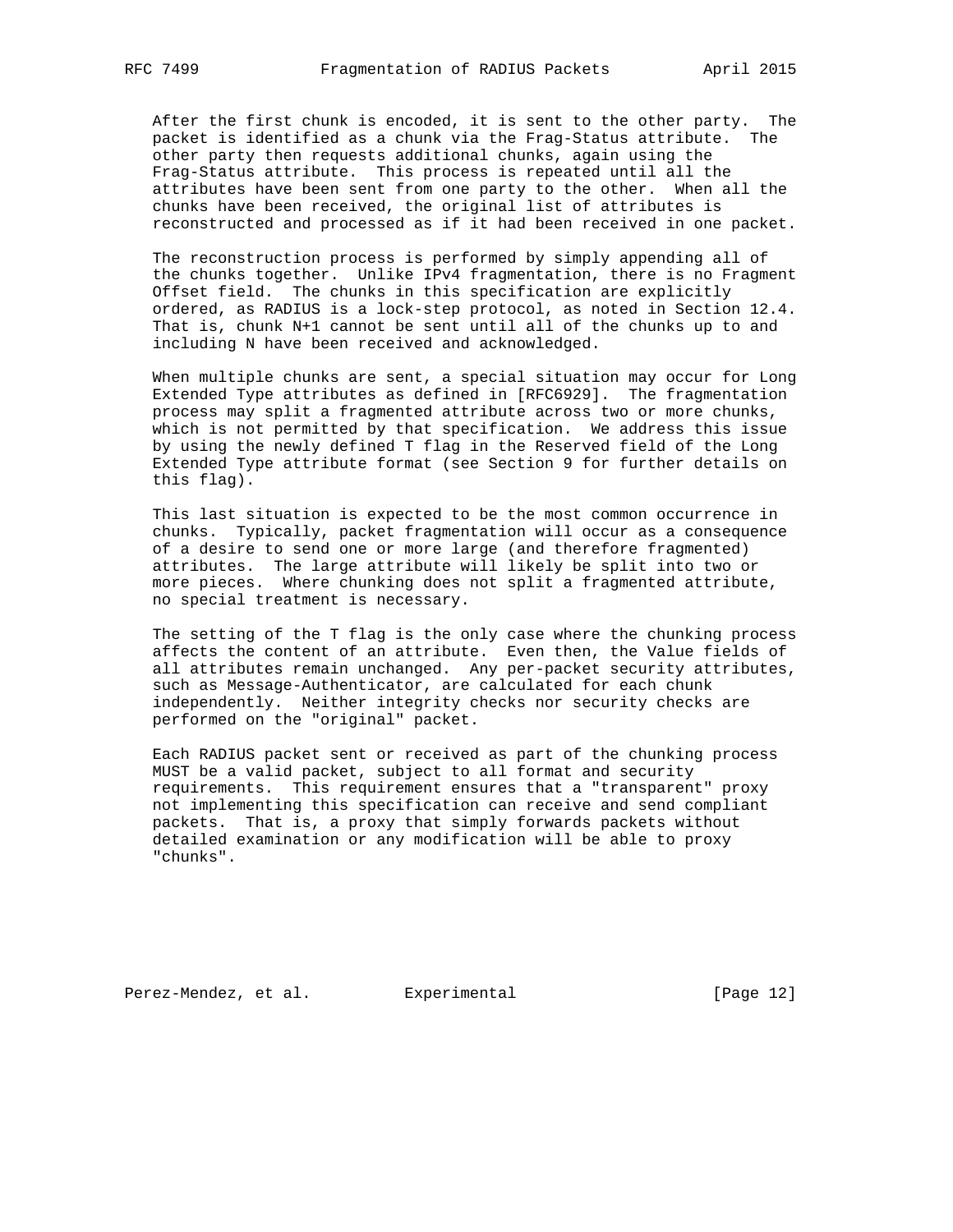After the first chunk is encoded, it is sent to the other party. The packet is identified as a chunk via the Frag-Status attribute. The other party then requests additional chunks, again using the Frag-Status attribute. This process is repeated until all the attributes have been sent from one party to the other. When all the chunks have been received, the original list of attributes is reconstructed and processed as if it had been received in one packet.

The reconstruction process is performed by simply appending all of the chunks together. Unlike IPv4 fragmentation, there is no Fragment Offset field. The chunks in this specification are explicitly ordered, as RADIUS is a lock-step protocol, as noted in Section 12.4. That is, chunk N+1 cannot be sent until all of the chunks up to and including N have been received and acknowledged.

When multiple chunks are sent, a special situation may occur for Long Extended Type attributes as defined in [RFC6929]. The fragmentation process may split a fragmented attribute across two or more chunks, which is not permitted by that specification. We address this issue by using the newly defined T flag in the Reserved field of the Long Extended Type attribute format (see Section 9 for further details on this flag).

This last situation is expected to be the most common occurrence in chunks. Typically, packet fragmentation will occur as a consequence of a desire to send one or more large (and therefore fragmented) attributes. The large attribute will likely be split into two or more pieces. Where chunking does not split a fragmented attribute, no special treatment is necessary.

The setting of the T flag is the only case where the chunking process affects the content of an attribute. Even then, the Value fields of all attributes remain unchanged. Any per-packet security attributes, such as Message-Authenticator, are calculated for each chunk independently. Neither integrity checks nor security checks are performed on the "original" packet.

Each RADIUS packet sent or received as part of the chunking process MUST be a valid packet, subject to all format and security requirements. This requirement ensures that a "transparent" proxy not implementing this specification can receive and send compliant packets. That is, a proxy that simply forwards packets without detailed examination or any modification will be able to proxy "chunks".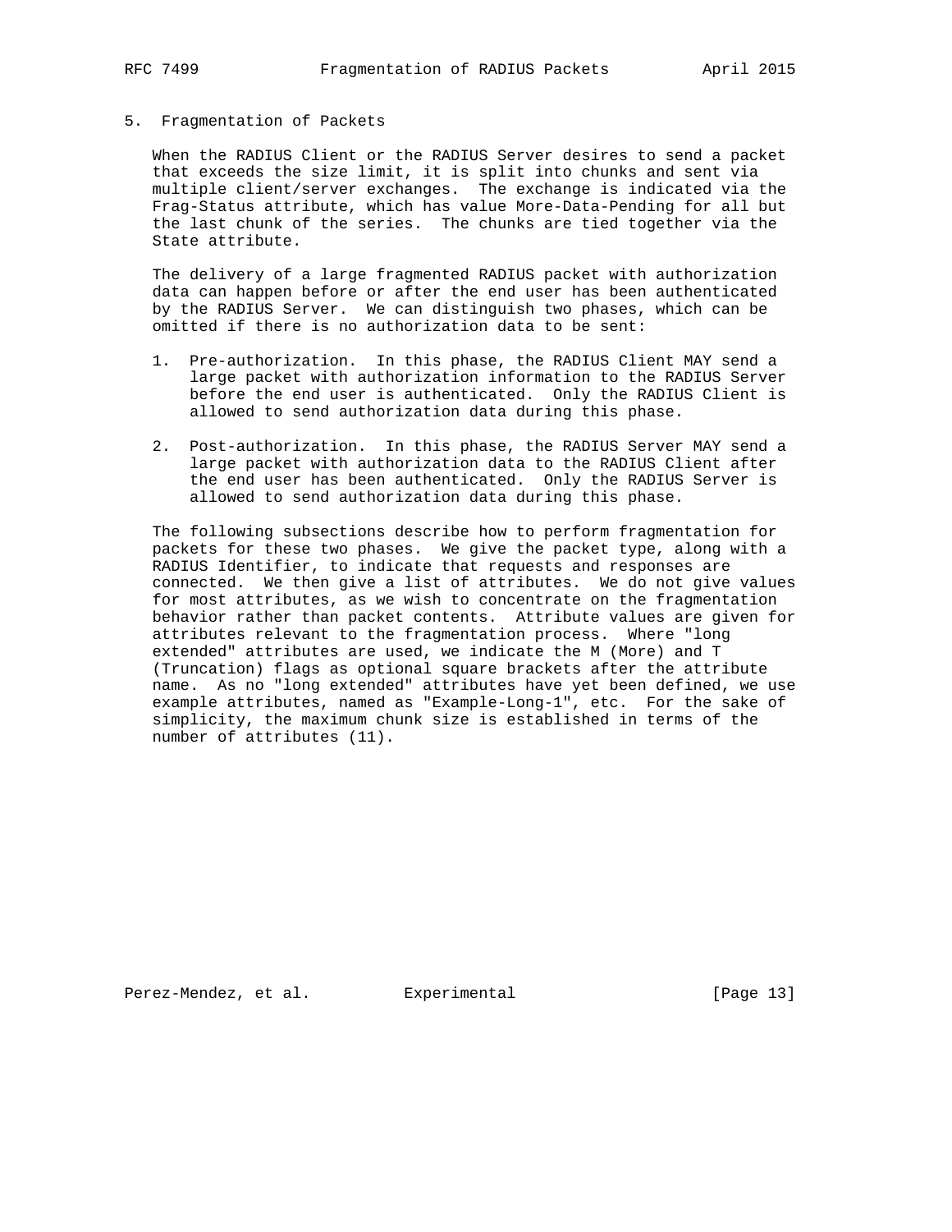## 5. Fragmentation of Packets

When the RADIUS Client or the RADIUS Server desires to send a packet that exceeds the size limit, it is split into chunks and sent via multiple client/server exchanges. The exchange is indicated via the Frag-Status attribute, which has value More-Data-Pending for all but the last chunk of the series. The chunks are tied together via the State attribute.

The delivery of a large fragmented RADIUS packet with authorization data can happen before or after the end user has been authenticated by the RADIUS Server. We can distinguish two phases, which can be omitted if there is no authorization data to be sent:

1. Pre-authorization. In this phase, the RADIUS Client MAY send a large packet with authorization information to the RADIUS Server before the end user is authenticated. Only the RADIUS Client is allowed to send authorization data during this phase.

2. Post-authorization. In this phase, the RADIUS Server MAY send a large packet with authorization data to the RADIUS Client after the end user has been authenticated. Only the RADIUS Server is allowed to send authorization data during this phase.

The following subsections describe how to perform fragmentation for packets for these two phases. We give the packet type, along with a RADIUS Identifier, to indicate that requests and responses are connected. We then give a list of attributes. We do not give values for most attributes, as we wish to concentrate on the fragmentation behavior rather than packet contents. Attribute values are given for attributes relevant to the fragmentation process. Where "long extended" attributes are used, we indicate the M (More) and T (Truncation) flags as optional square brackets after the attribute name. As no "long extended" attributes have yet been defined, we use example attributes, named as "Example-Long-1", etc. For the sake of simplicity, the maximum chunk size is established in terms of the number of attributes (11).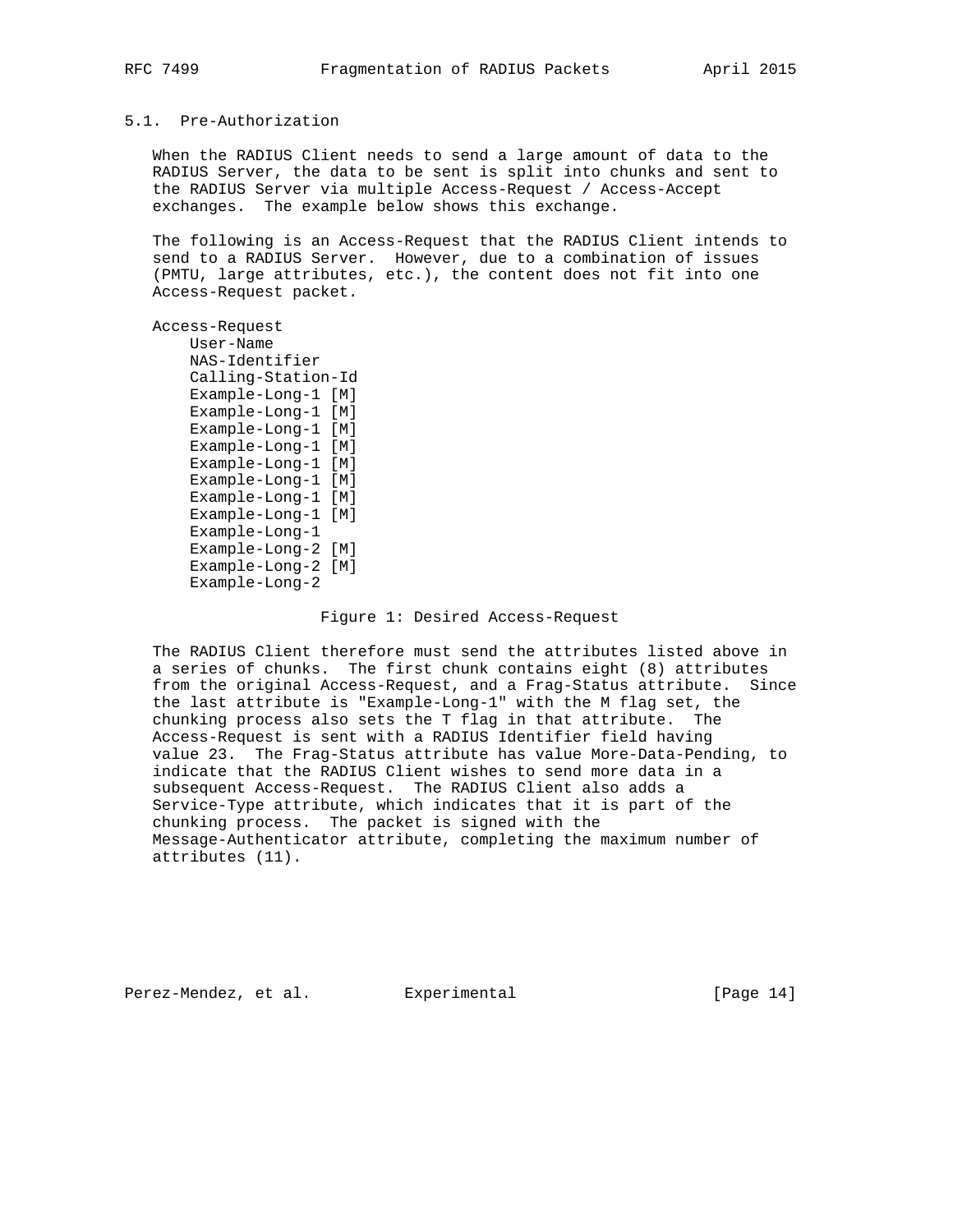### 5.1. Pre-Authorization

When the RADIUS Client needs to send a large amount of data to the RADIUS Server, the data to be sent is split into chunks and sent to the RADIUS Server via multiple Access-Request / Access-Accept exchanges. The example below shows this exchange.

The following is an Access-Request that the RADIUS Client intends to send to a RADIUS Server. However, due to a combination of issues (PMTU, large attributes, etc.), the content does not fit into one Access-Request packet.

```
Access-Request
    User-Name
    NAS-Identifier
    Calling-Station-Id
    Example-Long-1 [M]
    Example-Long-1 [M]
    Example-Long-1 [M]
    Example-Long-1 [M]
    Example-Long-1 [M]
    Example-Long-1 [M]
    Example-Long-1 [M]
    Example-Long-1 [M]
    Example-Long-1
    Example-Long-2 [M]
    Example-Long-2 [M]
    Example-Long-2
```

Figure 1: Desired Access-Request

The RADIUS Client therefore must send the attributes listed above in a series of chunks. The first chunk contains eight (8) attributes from the original Access-Request, and a Frag-Status attribute. Since the last attribute is "Example-Long-1" with the M flag set, the chunking process also sets the T flag in that attribute. The Access-Request is sent with a RADIUS Identifier field having value 23. The Frag-Status attribute has value More-Data-Pending, to indicate that the RADIUS Client wishes to send more data in a subsequent Access-Request. The RADIUS Client also adds a Service-Type attribute, which indicates that it is part of the chunking process. The packet is signed with the Message-Authenticator attribute, completing the maximum number of attributes (11).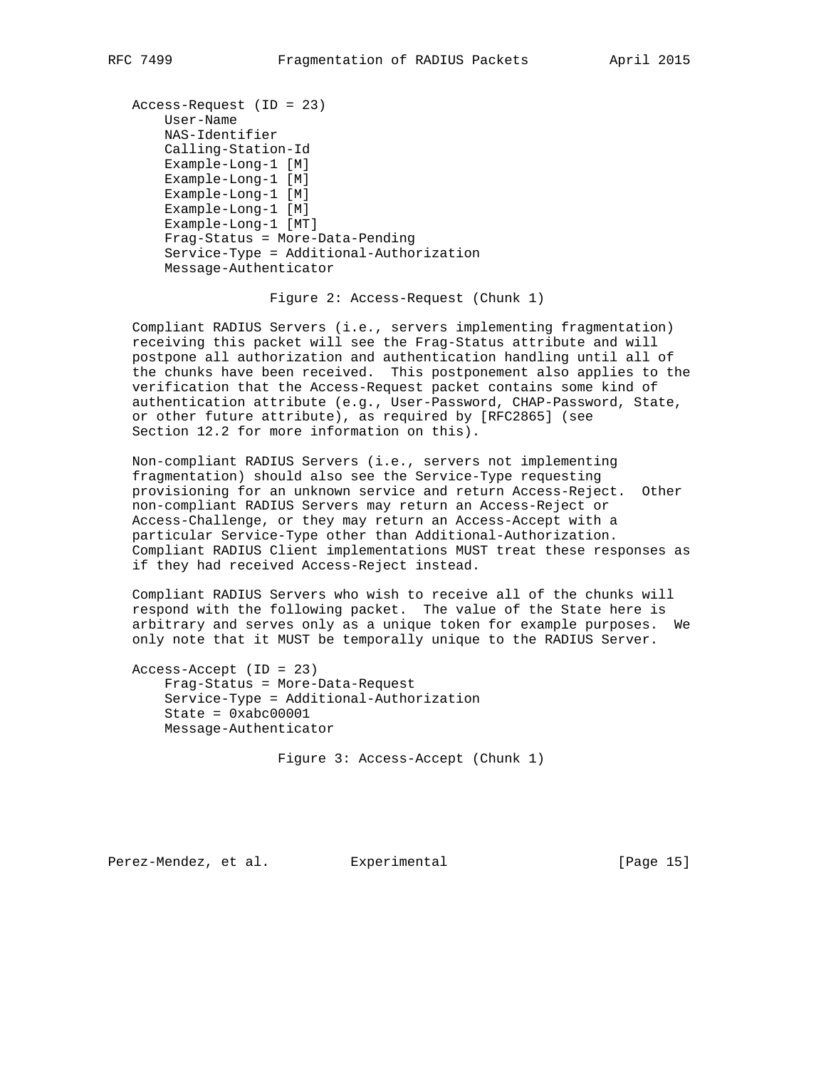```
Access-Request (ID = 23)
    User-Name
    NAS-Identifier
    Calling-Station-Id
    Example-Long-1 [M]
    Example-Long-1 [M]
    Example-Long-1 [M]
    Example-Long-1 [M]
    Example-Long-1 [MT]
    Frag-Status = More-Data-Pending
    Service-Type = Additional-Authorization
    Message-Authenticator
```

Figure 2: Access-Request (Chunk 1)

Compliant RADIUS Servers (i.e., servers implementing fragmentation) receiving this packet will see the Frag-Status attribute and will postpone all authorization and authentication handling until all of the chunks have been received. This postponement also applies to the verification that the Access-Request packet contains some kind of authentication attribute (e.g., User-Password, CHAP-Password, State, or other future attribute), as required by [RFC2865] (see Section 12.2 for more information on this).

Non-compliant RADIUS Servers (i.e., servers not implementing fragmentation) should also see the Service-Type requesting provisioning for an unknown service and return Access-Reject. Other non-compliant RADIUS Servers may return an Access-Reject or Access-Challenge, or they may return an Access-Accept with a particular Service-Type other than Additional-Authorization. Compliant RADIUS Client implementations MUST treat these responses as if they had received Access-Reject instead.

Compliant RADIUS Servers who wish to receive all of the chunks will respond with the following packet. The value of the State here is arbitrary and serves only as a unique token for example purposes. We only note that it MUST be temporally unique to the RADIUS Server.

```
Access-Accept (ID = 23)
    Frag-Status = More-Data-Request
    Service-Type = Additional-Authorization
    State = 0xabc00001
    Message-Authenticator
```

Figure 3: Access-Accept (Chunk 1)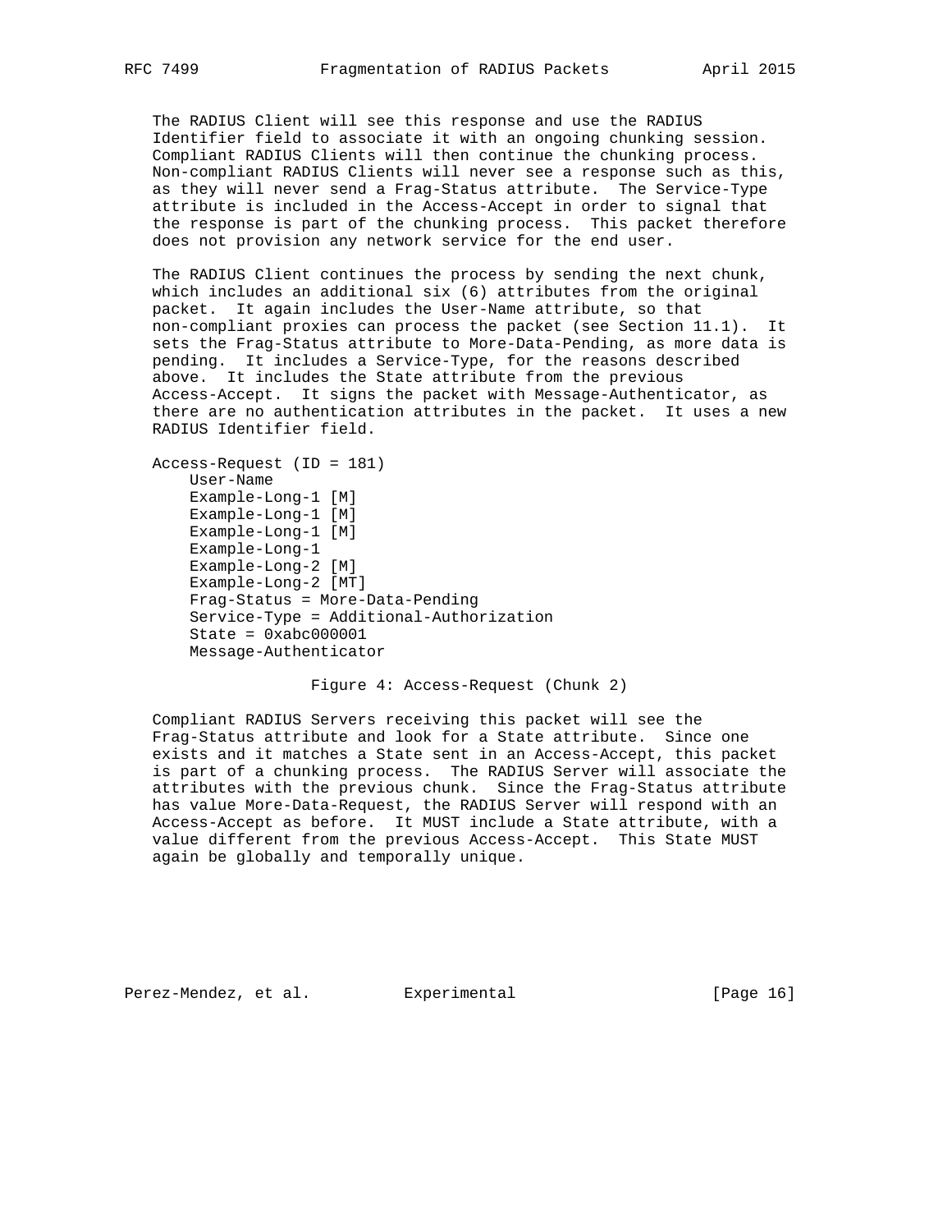The RADIUS Client will see this response and use the RADIUS Identifier field to associate it with an ongoing chunking session. Compliant RADIUS Clients will then continue the chunking process. Non-compliant RADIUS Clients will never see a response such as this, as they will never send a Frag-Status attribute. The Service-Type attribute is included in the Access-Accept in order to signal that the response is part of the chunking process. This packet therefore does not provision any network service for the end user.

The RADIUS Client continues the process by sending the next chunk, which includes an additional six (6) attributes from the original packet. It again includes the User-Name attribute, so that non-compliant proxies can process the packet (see Section 11.1). It sets the Frag-Status attribute to More-Data-Pending, as more data is pending. It includes a Service-Type, for the reasons described above. It includes the State attribute from the previous Access-Accept. It signs the packet with Message-Authenticator, as there are no authentication attributes in the packet. It uses a new RADIUS Identifier field.

```
Access-Request (ID = 181)
    User-Name
    Example-Long-1 [M]
    Example-Long-1 [M]
    Example-Long-1 [M]
    Example-Long-1
    Example-Long-2 [M]
    Example-Long-2 [MT]
    Frag-Status = More-Data-Pending
    Service-Type = Additional-Authorization
    State = 0xabc000001
    Message-Authenticator
```

Figure 4: Access-Request (Chunk 2)

Compliant RADIUS Servers receiving this packet will see the Frag-Status attribute and look for a State attribute. Since one exists and it matches a State sent in an Access-Accept, this packet is part of a chunking process. The RADIUS Server will associate the attributes with the previous chunk. Since the Frag-Status attribute has value More-Data-Request, the RADIUS Server will respond with an Access-Accept as before. It MUST include a State attribute, with a value different from the previous Access-Accept. This State MUST again be globally and temporally unique.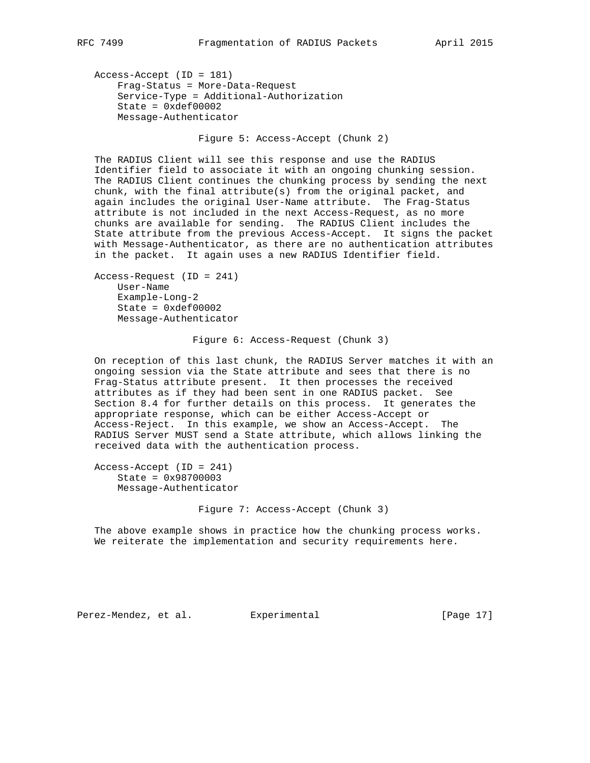```
Access-Accept (ID = 181)
    Frag-Status = More-Data-Request
    Service-Type = Additional-Authorization
    State = 0xdef00002
    Message-Authenticator
```

Figure 5: Access-Accept (Chunk 2)

The RADIUS Client will see this response and use the RADIUS Identifier field to associate it with an ongoing chunking session. The RADIUS Client continues the chunking process by sending the next chunk, with the final attribute(s) from the original packet, and again includes the original User-Name attribute. The Frag-Status attribute is not included in the next Access-Request, as no more chunks are available for sending. The RADIUS Client includes the State attribute from the previous Access-Accept. It signs the packet with Message-Authenticator, as there are no authentication attributes in the packet. It again uses a new RADIUS Identifier field.

```
Access-Request (ID = 241)
    User-Name
    Example-Long-2
    State = 0xdef00002
    Message-Authenticator
```

Figure 6: Access-Request (Chunk 3)

On reception of this last chunk, the RADIUS Server matches it with an ongoing session via the State attribute and sees that there is no Frag-Status attribute present. It then processes the received attributes as if they had been sent in one RADIUS packet. See Section 8.4 for further details on this process. It generates the appropriate response, which can be either Access-Accept or Access-Reject. In this example, we show an Access-Accept. The RADIUS Server MUST send a State attribute, which allows linking the received data with the authentication process.

```
Access-Accept (ID = 241)
    State = 0x98700003
    Message-Authenticator
```

Figure 7: Access-Accept (Chunk 3)

The above example shows in practice how the chunking process works. We reiterate the implementation and security requirements here.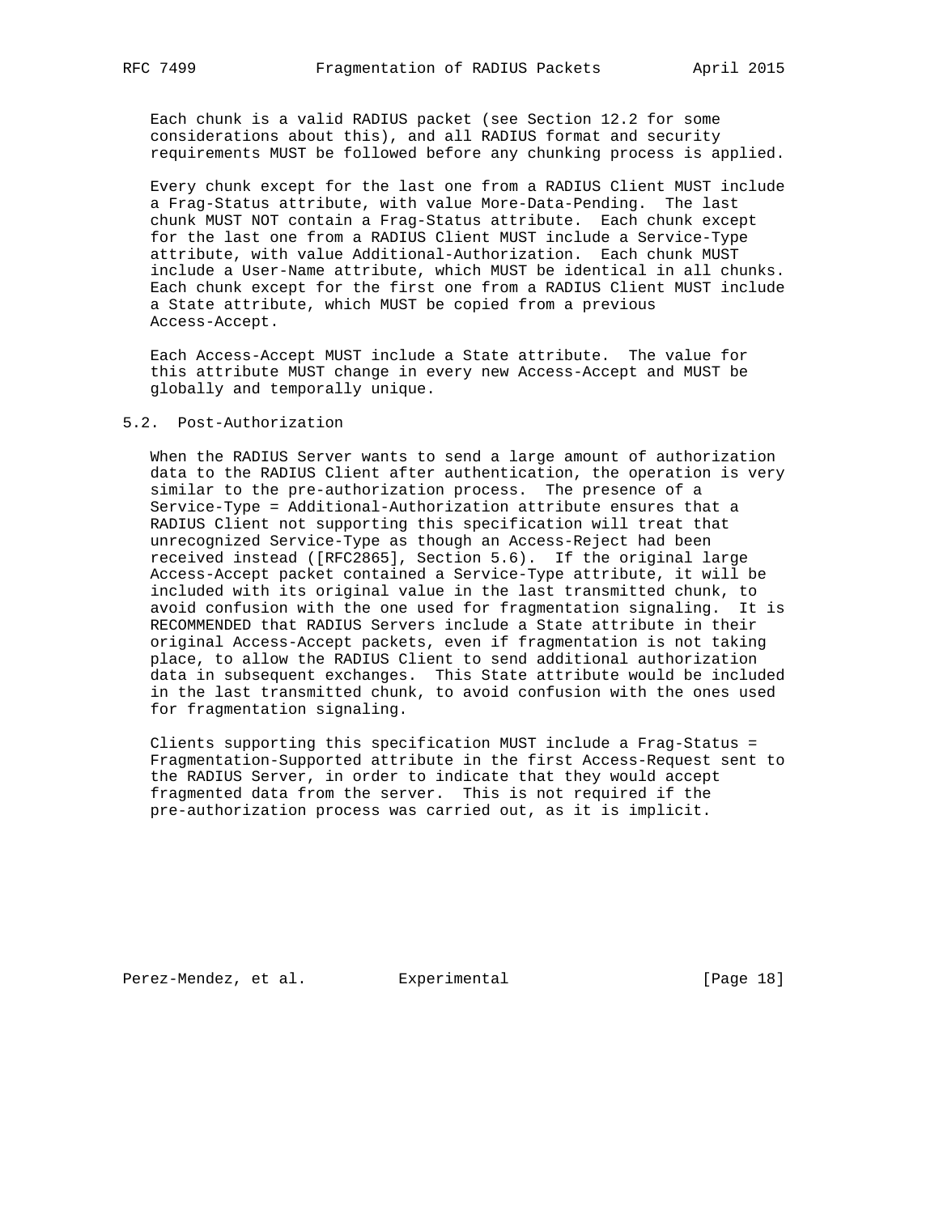Each chunk is a valid RADIUS packet (see Section 12.2 for some considerations about this), and all RADIUS format and security requirements MUST be followed before any chunking process is applied.

Every chunk except for the last one from a RADIUS Client MUST include a Frag-Status attribute, with value More-Data-Pending. The last chunk MUST NOT contain a Frag-Status attribute. Each chunk except for the last one from a RADIUS Client MUST include a Service-Type attribute, with value Additional-Authorization. Each chunk MUST include a User-Name attribute, which MUST be identical in all chunks. Each chunk except for the first one from a RADIUS Client MUST include a State attribute, which MUST be copied from a previous Access-Accept.

Each Access-Accept MUST include a State attribute. The value for this attribute MUST change in every new Access-Accept and MUST be globally and temporally unique.

### 5.2. Post-Authorization

When the RADIUS Server wants to send a large amount of authorization data to the RADIUS Client after authentication, the operation is very similar to the pre-authorization process. The presence of a Service-Type = Additional-Authorization attribute ensures that a RADIUS Client not supporting this specification will treat that unrecognized Service-Type as though an Access-Reject had been received instead ([RFC2865], Section 5.6). If the original large Access-Accept packet contained a Service-Type attribute, it will be included with its original value in the last transmitted chunk, to avoid confusion with the one used for fragmentation signaling. It is RECOMMENDED that RADIUS Servers include a State attribute in their original Access-Accept packets, even if fragmentation is not taking place, to allow the RADIUS Client to send additional authorization data in subsequent exchanges. This State attribute would be included in the last transmitted chunk, to avoid confusion with the ones used for fragmentation signaling.

Clients supporting this specification MUST include a Frag-Status = Fragmentation-Supported attribute in the first Access-Request sent to the RADIUS Server, in order to indicate that they would accept fragmented data from the server. This is not required if the pre-authorization process was carried out, as it is implicit.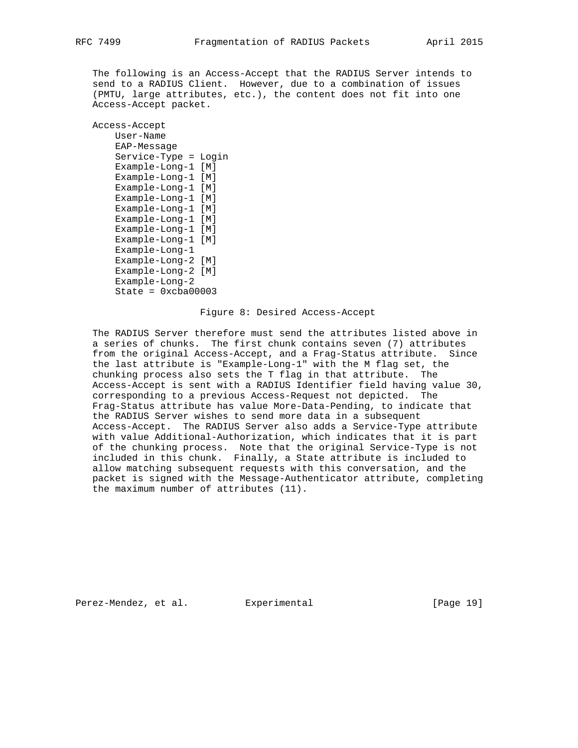The following is an Access-Accept that the RADIUS Server intends to send to a RADIUS Client. However, due to a combination of issues (PMTU, large attributes, etc.), the content does not fit into one Access-Accept packet.

```
Access-Accept
    User-Name
    EAP-Message
    Service-Type = Login
    Example-Long-1 [M]
    Example-Long-1 [M]
    Example-Long-1 [M]
    Example-Long-1 [M]
    Example-Long-1 [M]
    Example-Long-1 [M]
    Example-Long-1 [M]
    Example-Long-1 [M]
    Example-Long-1
    Example-Long-2 [M]
    Example-Long-2 [M]
    Example-Long-2
    State = 0xcba00003
```

Figure 8: Desired Access-Accept

The RADIUS Server therefore must send the attributes listed above in a series of chunks. The first chunk contains seven (7) attributes from the original Access-Accept, and a Frag-Status attribute. Since the last attribute is "Example-Long-1" with the M flag set, the chunking process also sets the T flag in that attribute. The Access-Accept is sent with a RADIUS Identifier field having value 30, corresponding to a previous Access-Request not depicted. The Frag-Status attribute has value More-Data-Pending, to indicate that the RADIUS Server wishes to send more data in a subsequent Access-Accept. The RADIUS Server also adds a Service-Type attribute with value Additional-Authorization, which indicates that it is part of the chunking process. Note that the original Service-Type is not included in this chunk. Finally, a State attribute is included to allow matching subsequent requests with this conversation, and the packet is signed with the Message-Authenticator attribute, completing the maximum number of attributes (11).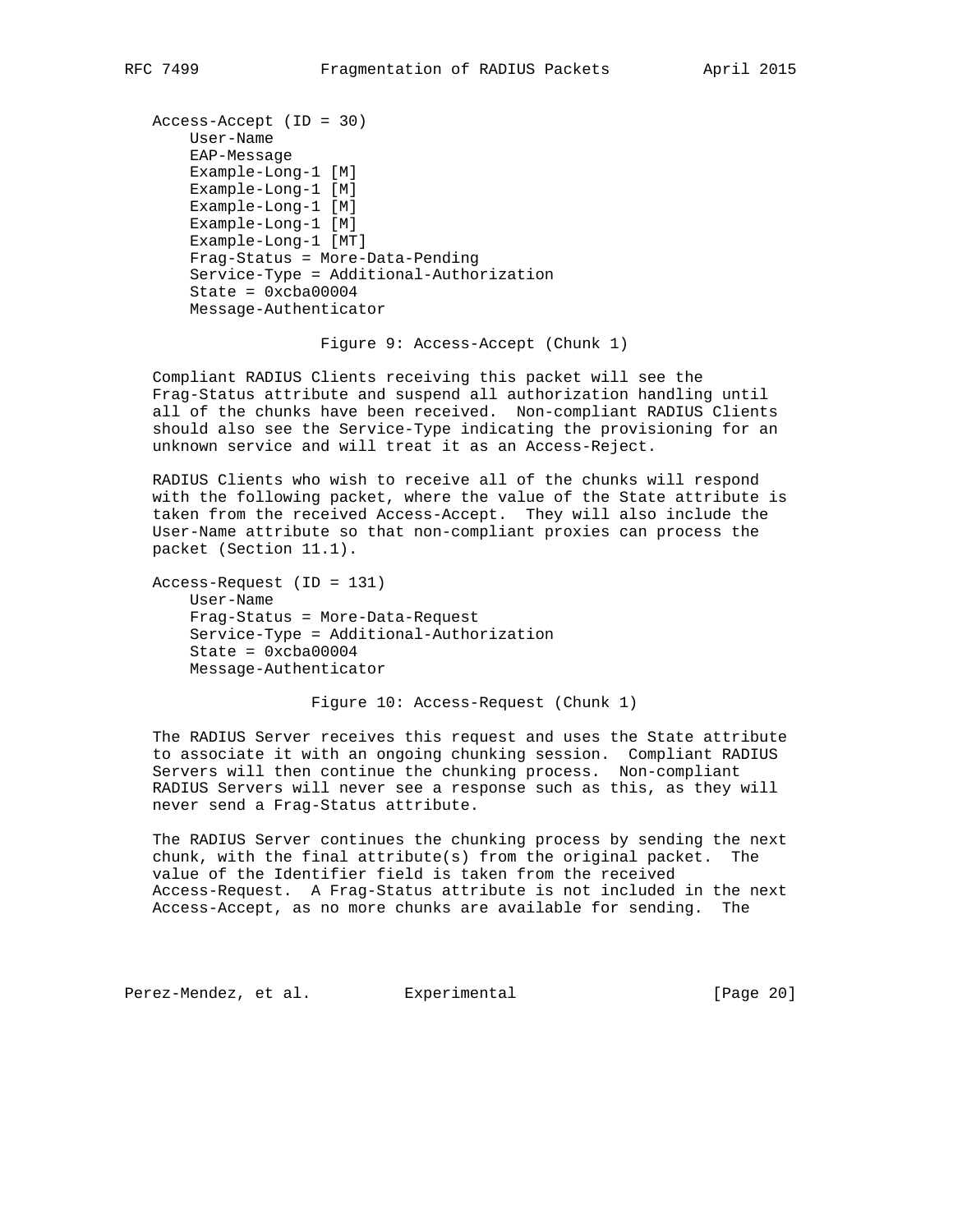```
Access-Accept (ID = 30)
    User-Name
    EAP-Message
    Example-Long-1 [M]
    Example-Long-1 [M]
    Example-Long-1 [M]
    Example-Long-1 [M]
    Example-Long-1 [MT]
    Frag-Status = More-Data-Pending
    Service-Type = Additional-Authorization
    State = 0xcba00004
    Message-Authenticator
```

Figure 9: Access-Accept (Chunk 1)

Compliant RADIUS Clients receiving this packet will see the Frag-Status attribute and suspend all authorization handling until all of the chunks have been received. Non-compliant RADIUS Clients should also see the Service-Type indicating the provisioning for an unknown service and will treat it as an Access-Reject.

RADIUS Clients who wish to receive all of the chunks will respond with the following packet, where the value of the State attribute is taken from the received Access-Accept. They will also include the User-Name attribute so that non-compliant proxies can process the packet (Section 11.1).

```
Access-Request (ID = 131)
    User-Name
    Frag-Status = More-Data-Request
    Service-Type = Additional-Authorization
    State = 0xcba00004
    Message-Authenticator
```

Figure 10: Access-Request (Chunk 1)

The RADIUS Server receives this request and uses the State attribute to associate it with an ongoing chunking session. Compliant RADIUS Servers will then continue the chunking process. Non-compliant RADIUS Servers will never see a response such as this, as they will never send a Frag-Status attribute.

The RADIUS Server continues the chunking process by sending the next chunk, with the final attribute(s) from the original packet. The value of the Identifier field is taken from the received Access-Request. A Frag-Status attribute is not included in the next Access-Accept, as no more chunks are available for sending. The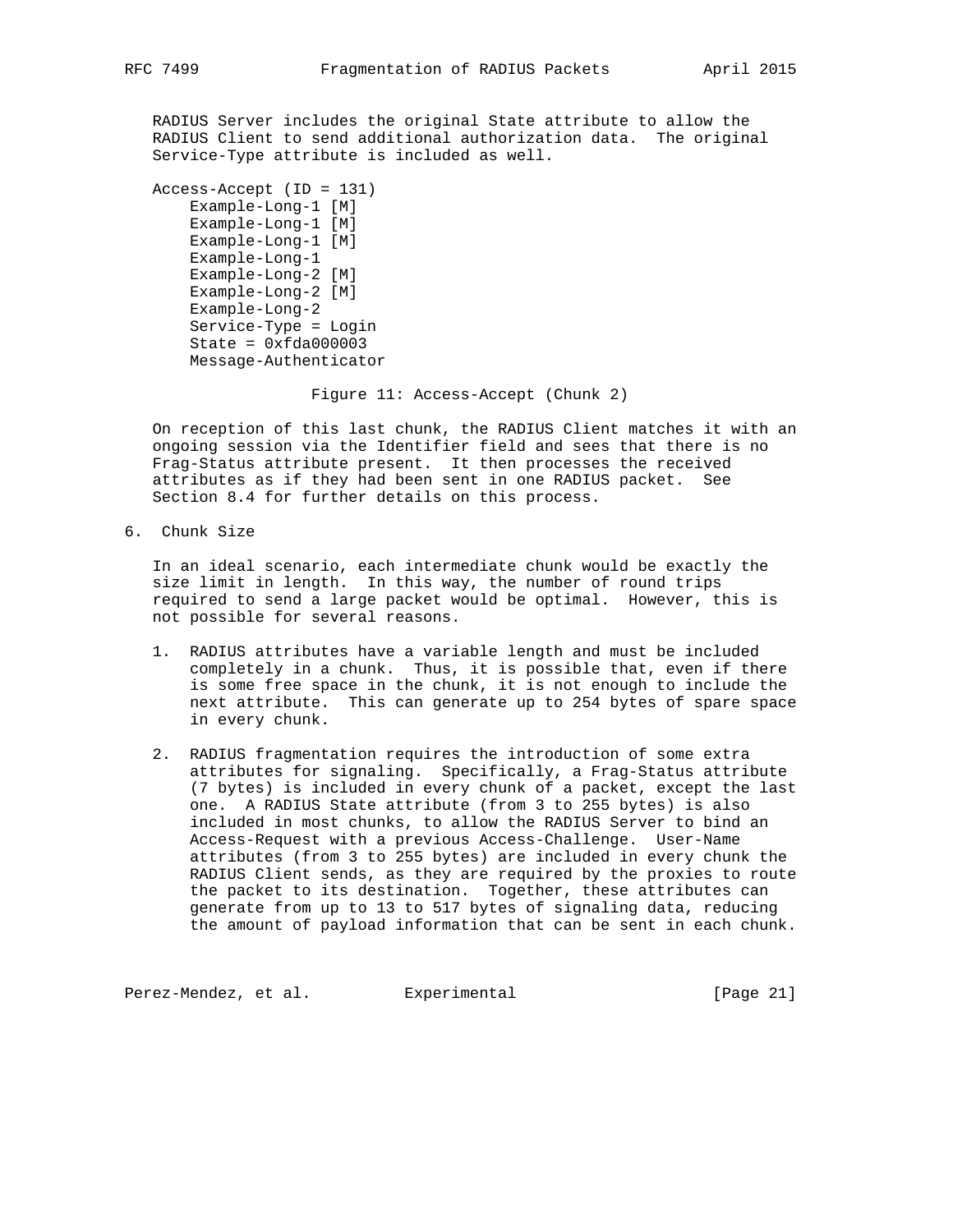RADIUS Server includes the original State attribute to allow the RADIUS Client to send additional authorization data. The original Service-Type attribute is included as well.

```
Access-Accept (ID = 131)
    Example-Long-1 [M]
    Example-Long-1 [M]
    Example-Long-1 [M]
    Example-Long-1
    Example-Long-2 [M]
    Example-Long-2 [M]
    Example-Long-2
    Service-Type = Login
    State = 0xfda000003
    Message-Authenticator
```

Figure 11: Access-Accept (Chunk 2)

On reception of this last chunk, the RADIUS Client matches it with an ongoing session via the Identifier field and sees that there is no Frag-Status attribute present. It then processes the received attributes as if they had been sent in one RADIUS packet. See Section 8.4 for further details on this process.

## 6. Chunk Size

In an ideal scenario, each intermediate chunk would be exactly the size limit in length. In this way, the number of round trips required to send a large packet would be optimal. However, this is not possible for several reasons.

1. RADIUS attributes have a variable length and must be included completely in a chunk. Thus, it is possible that, even if there is some free space in the chunk, it is not enough to include the next attribute. This can generate up to 254 bytes of spare space in every chunk.

2. RADIUS fragmentation requires the introduction of some extra attributes for signaling. Specifically, a Frag-Status attribute (7 bytes) is included in every chunk of a packet, except the last one. A RADIUS State attribute (from 3 to 255 bytes) is also included in most chunks, to allow the RADIUS Server to bind an Access-Request with a previous Access-Challenge. User-Name attributes (from 3 to 255 bytes) are included in every chunk the RADIUS Client sends, as they are required by the proxies to route the packet to its destination. Together, these attributes can generate from up to 13 to 517 bytes of signaling data, reducing the amount of payload information that can be sent in each chunk.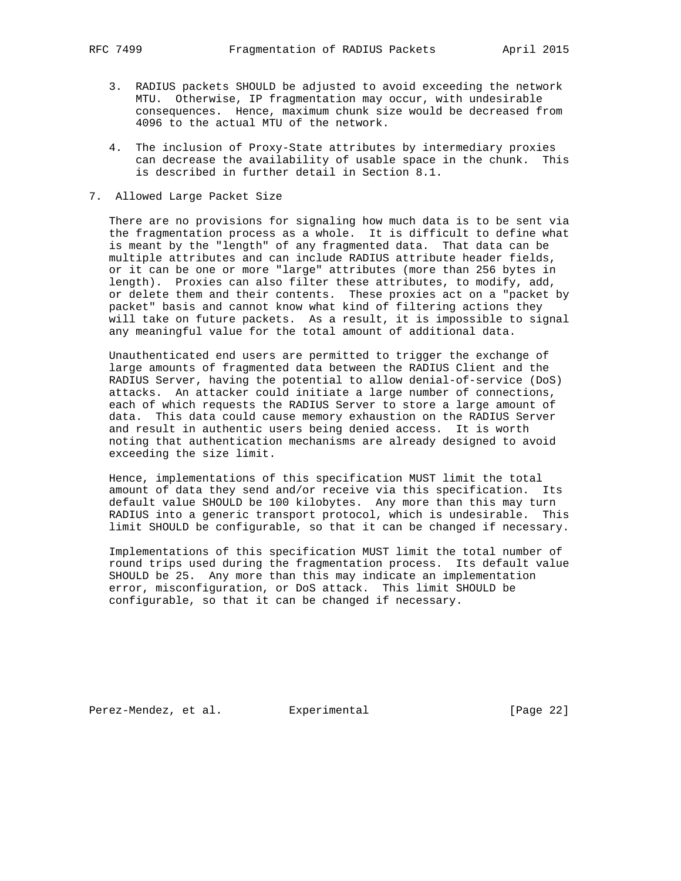3. RADIUS packets SHOULD be adjusted to avoid exceeding the network MTU. Otherwise, IP fragmentation may occur, with undesirable consequences. Hence, maximum chunk size would be decreased from 4096 to the actual MTU of the network.

4. The inclusion of Proxy-State attributes by intermediary proxies can decrease the availability of usable space in the chunk. This is described in further detail in Section 8.1.

## 7. Allowed Large Packet Size

There are no provisions for signaling how much data is to be sent via the fragmentation process as a whole. It is difficult to define what is meant by the "length" of any fragmented data. That data can be multiple attributes and can include RADIUS attribute header fields, or it can be one or more "large" attributes (more than 256 bytes in length). Proxies can also filter these attributes, to modify, add, or delete them and their contents. These proxies act on a "packet by packet" basis and cannot know what kind of filtering actions they will take on future packets. As a result, it is impossible to signal any meaningful value for the total amount of additional data.

Unauthenticated end users are permitted to trigger the exchange of large amounts of fragmented data between the RADIUS Client and the RADIUS Server, having the potential to allow denial-of-service (DoS) attacks. An attacker could initiate a large number of connections, each of which requests the RADIUS Server to store a large amount of data. This data could cause memory exhaustion on the RADIUS Server and result in authentic users being denied access. It is worth noting that authentication mechanisms are already designed to avoid exceeding the size limit.

Hence, implementations of this specification MUST limit the total amount of data they send and/or receive via this specification. Its default value SHOULD be 100 kilobytes. Any more than this may turn RADIUS into a generic transport protocol, which is undesirable. This limit SHOULD be configurable, so that it can be changed if necessary.

Implementations of this specification MUST limit the total number of round trips used during the fragmentation process. Its default value SHOULD be 25. Any more than this may indicate an implementation error, misconfiguration, or DoS attack. This limit SHOULD be configurable, so that it can be changed if necessary.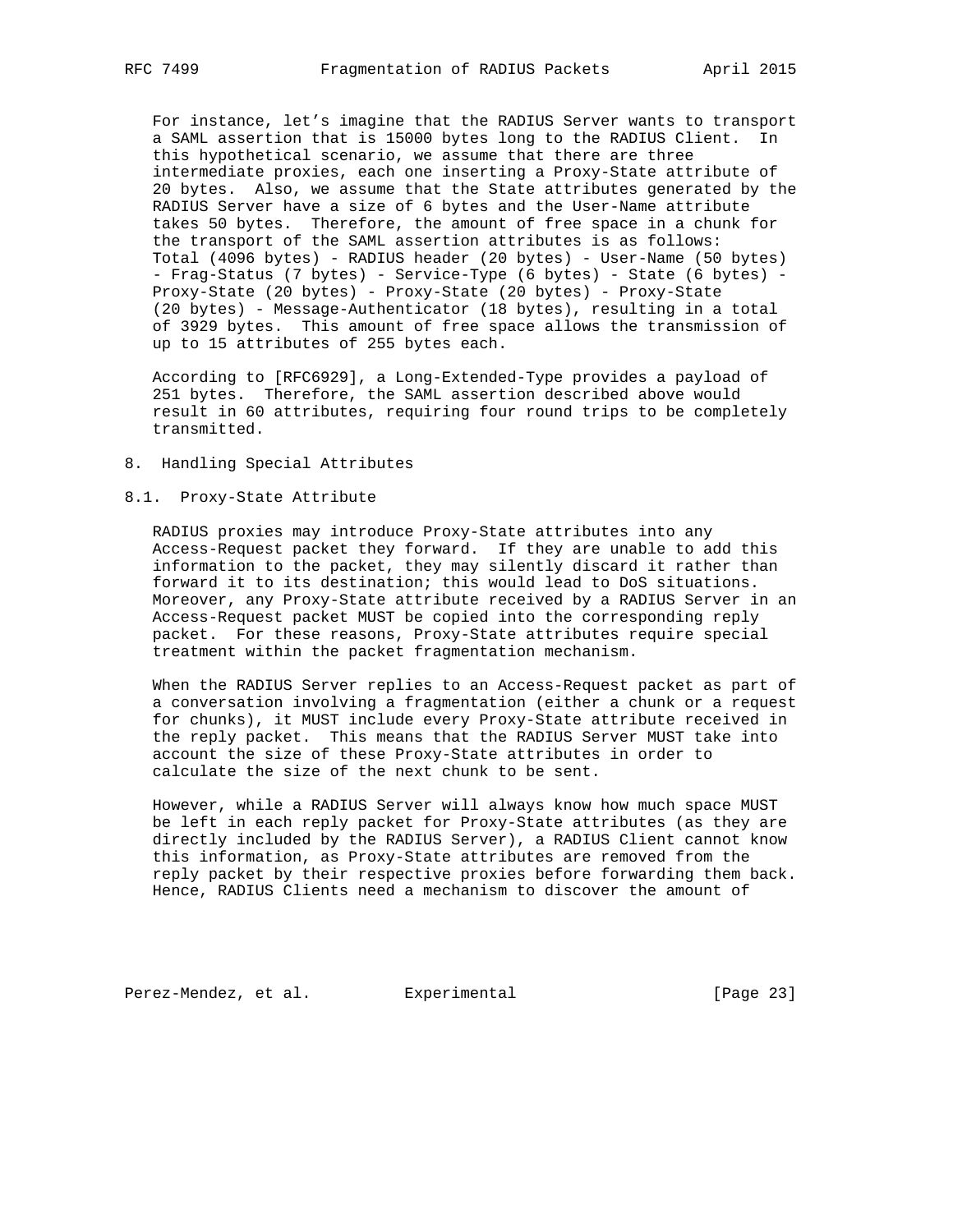For instance, let's imagine that the RADIUS Server wants to transport a SAML assertion that is 15000 bytes long to the RADIUS Client. In this hypothetical scenario, we assume that there are three intermediate proxies, each one inserting a Proxy-State attribute of 20 bytes. Also, we assume that the State attributes generated by the RADIUS Server have a size of 6 bytes and the User-Name attribute takes 50 bytes. Therefore, the amount of free space in a chunk for the transport of the SAML assertion attributes is as follows: Total (4096 bytes) - RADIUS header (20 bytes) - User-Name (50 bytes) - Frag-Status (7 bytes) - Service-Type (6 bytes) - State (6 bytes) - Proxy-State (20 bytes) - Proxy-State (20 bytes) - Proxy-State (20 bytes) - Message-Authenticator (18 bytes), resulting in a total of 3929 bytes. This amount of free space allows the transmission of up to 15 attributes of 255 bytes each.

According to [RFC6929], a Long-Extended-Type provides a payload of 251 bytes. Therefore, the SAML assertion described above would result in 60 attributes, requiring four round trips to be completely transmitted.

## 8. Handling Special Attributes

### 8.1. Proxy-State Attribute

RADIUS proxies may introduce Proxy-State attributes into any Access-Request packet they forward. If they are unable to add this information to the packet, they may silently discard it rather than forward it to its destination; this would lead to DoS situations. Moreover, any Proxy-State attribute received by a RADIUS Server in an Access-Request packet MUST be copied into the corresponding reply packet. For these reasons, Proxy-State attributes require special treatment within the packet fragmentation mechanism.

When the RADIUS Server replies to an Access-Request packet as part of a conversation involving a fragmentation (either a chunk or a request for chunks), it MUST include every Proxy-State attribute received in the reply packet. This means that the RADIUS Server MUST take into account the size of these Proxy-State attributes in order to calculate the size of the next chunk to be sent.

However, while a RADIUS Server will always know how much space MUST be left in each reply packet for Proxy-State attributes (as they are directly included by the RADIUS Server), a RADIUS Client cannot know this information, as Proxy-State attributes are removed from the reply packet by their respective proxies before forwarding them back. Hence, RADIUS Clients need a mechanism to discover the amount of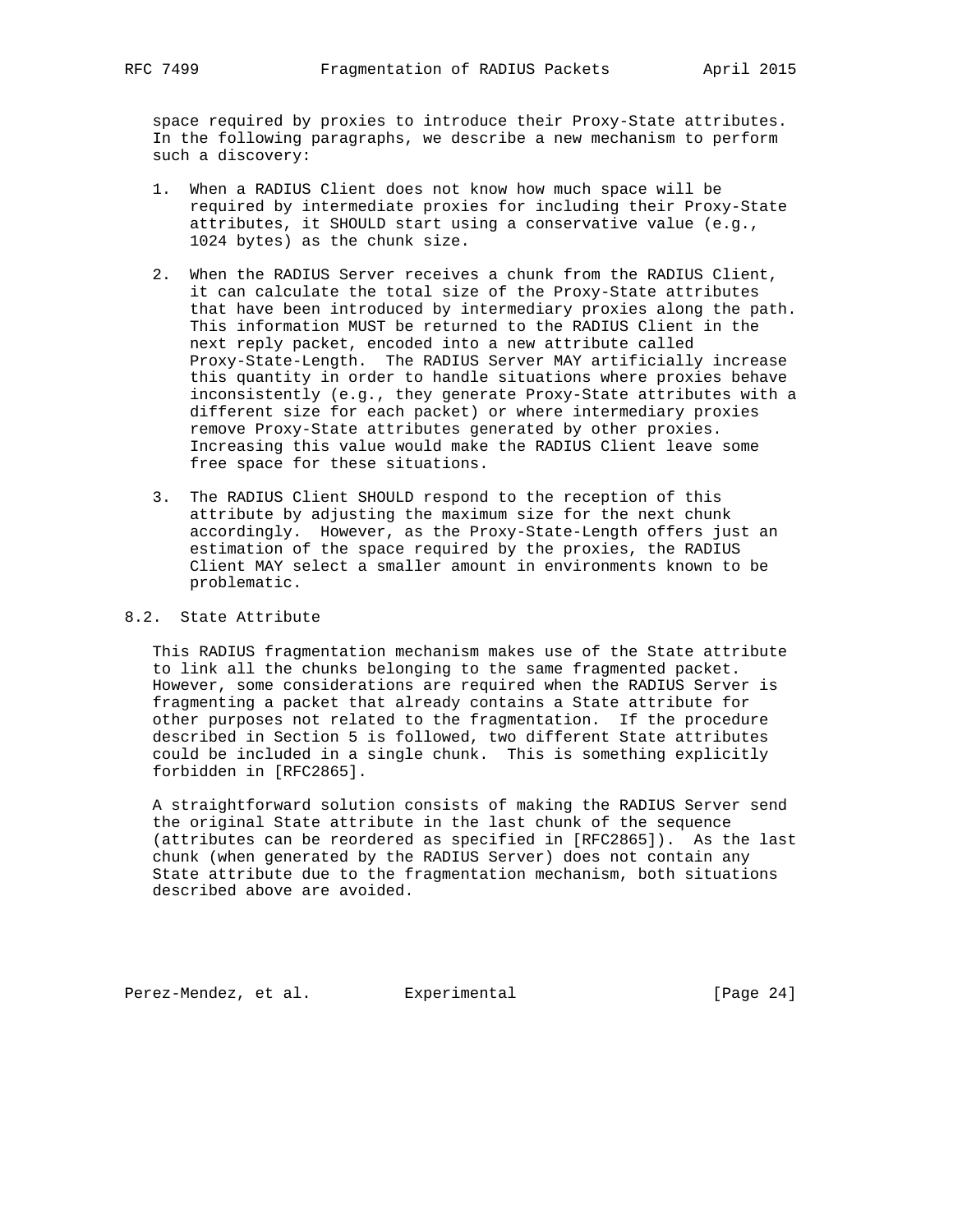space required by proxies to introduce their Proxy-State attributes. In the following paragraphs, we describe a new mechanism to perform such a discovery:

1. When a RADIUS Client does not know how much space will be required by intermediate proxies for including their Proxy-State attributes, it SHOULD start using a conservative value (e.g., 1024 bytes) as the chunk size.

2. When the RADIUS Server receives a chunk from the RADIUS Client, it can calculate the total size of the Proxy-State attributes that have been introduced by intermediary proxies along the path. This information MUST be returned to the RADIUS Client in the next reply packet, encoded into a new attribute called Proxy-State-Length. The RADIUS Server MAY artificially increase this quantity in order to handle situations where proxies behave inconsistently (e.g., they generate Proxy-State attributes with a different size for each packet) or where intermediary proxies remove Proxy-State attributes generated by other proxies. Increasing this value would make the RADIUS Client leave some free space for these situations.

3. The RADIUS Client SHOULD respond to the reception of this attribute by adjusting the maximum size for the next chunk accordingly. However, as the Proxy-State-Length offers just an estimation of the space required by the proxies, the RADIUS Client MAY select a smaller amount in environments known to be problematic.

## 8.2. State Attribute

This RADIUS fragmentation mechanism makes use of the State attribute to link all the chunks belonging to the same fragmented packet. However, some considerations are required when the RADIUS Server is fragmenting a packet that already contains a State attribute for other purposes not related to the fragmentation. If the procedure described in Section 5 is followed, two different State attributes could be included in a single chunk. This is something explicitly forbidden in [RFC2865].

A straightforward solution consists of making the RADIUS Server send the original State attribute in the last chunk of the sequence (attributes can be reordered as specified in [RFC2865]). As the last chunk (when generated by the RADIUS Server) does not contain any State attribute due to the fragmentation mechanism, both situations described above are avoided.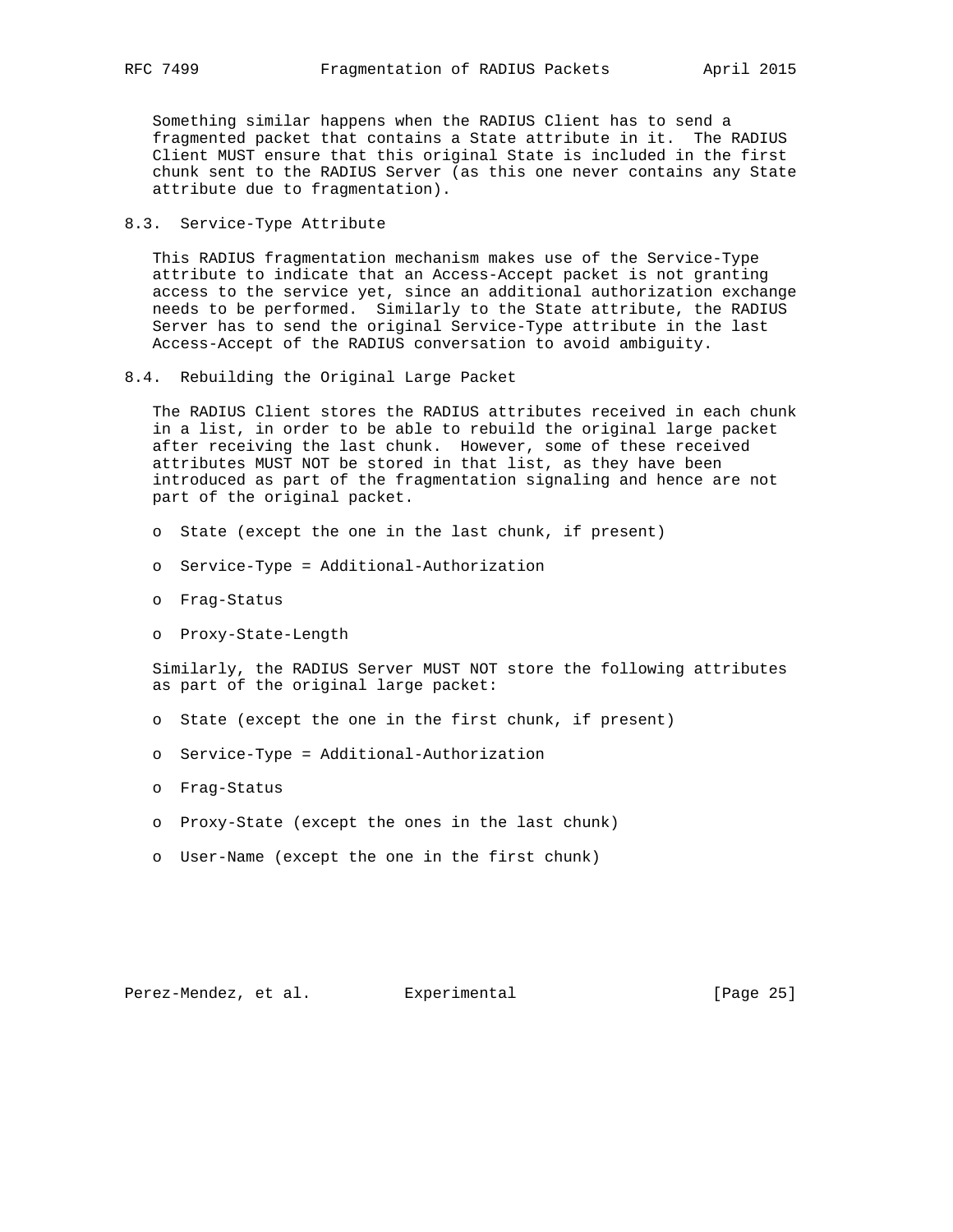Something similar happens when the RADIUS Client has to send a fragmented packet that contains a State attribute in it. The RADIUS Client MUST ensure that this original State is included in the first chunk sent to the RADIUS Server (as this one never contains any State attribute due to fragmentation).

## 8.3. Service-Type Attribute

This RADIUS fragmentation mechanism makes use of the Service-Type attribute to indicate that an Access-Accept packet is not granting access to the service yet, since an additional authorization exchange needs to be performed. Similarly to the State attribute, the RADIUS Server has to send the original Service-Type attribute in the last Access-Accept of the RADIUS conversation to avoid ambiguity.

## 8.4. Rebuilding the Original Large Packet

The RADIUS Client stores the RADIUS attributes received in each chunk in a list, in order to be able to rebuild the original large packet after receiving the last chunk. However, some of these received attributes MUST NOT be stored in that list, as they have been introduced as part of the fragmentation signaling and hence are not part of the original packet.

- State (except the one in the last chunk, if present)
- Service-Type = Additional-Authorization
- Frag-Status
- Proxy-State-Length

Similarly, the RADIUS Server MUST NOT store the following attributes as part of the original large packet:

- State (except the one in the first chunk, if present)
- Service-Type = Additional-Authorization
- Frag-Status
- Proxy-State (except the ones in the last chunk)
- User-Name (except the one in the first chunk)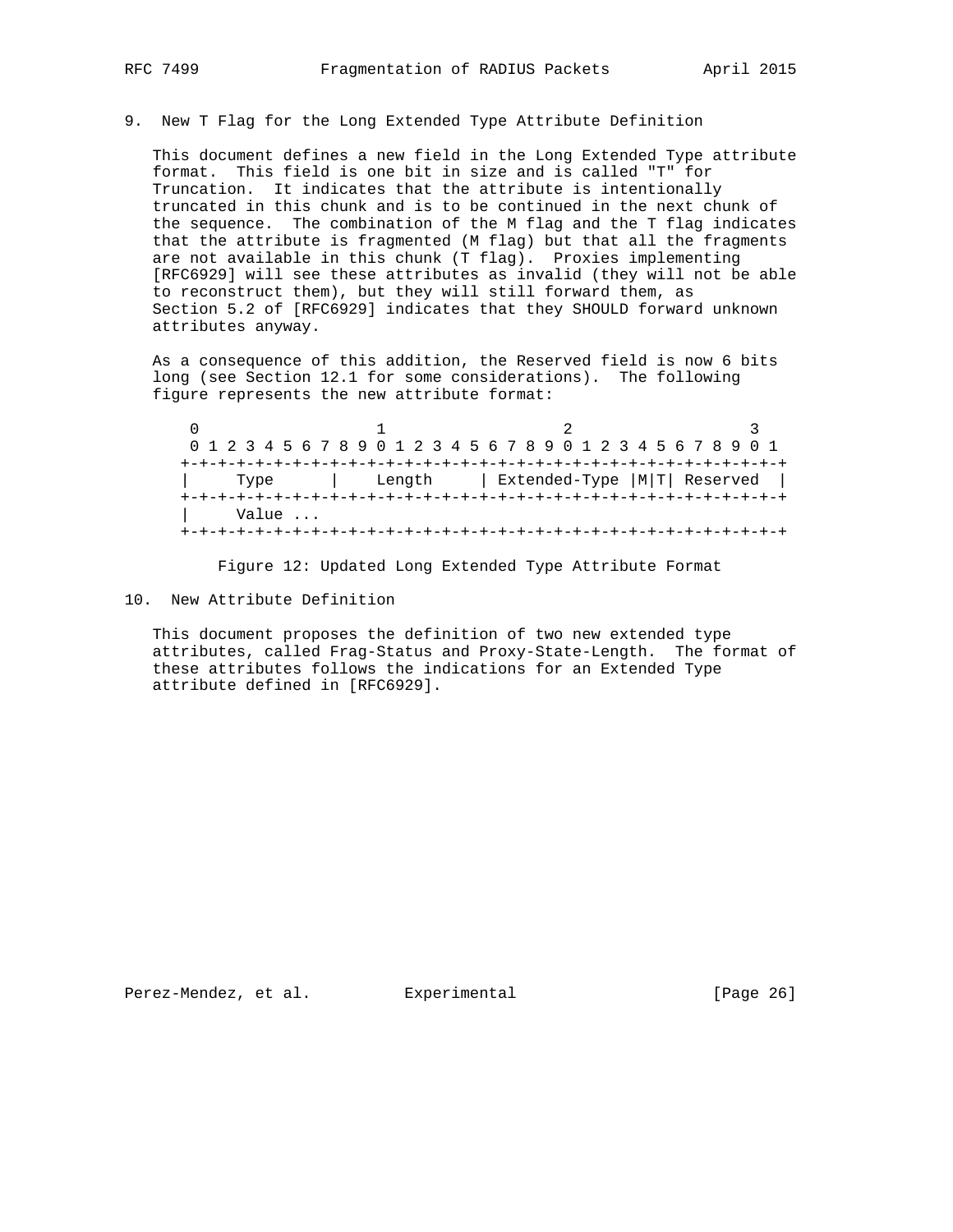## 9. New T Flag for the Long Extended Type Attribute Definition

This document defines a new field in the Long Extended Type attribute format. This field is one bit in size and is called "T" for Truncation. It indicates that the attribute is intentionally truncated in this chunk and is to be continued in the next chunk of the sequence. The combination of the M flag and the T flag indicates that the attribute is fragmented (M flag) but that all the fragments are not available in this chunk (T flag). Proxies implementing [RFC6929] will see these attributes as invalid (they will not be able to reconstruct them), but they will still forward them, as Section 5.2 of [RFC6929] indicates that they SHOULD forward unknown attributes anyway.

As a consequence of this addition, the Reserved field is now 6 bits long (see Section 12.1 for some considerations). The following figure represents the new attribute format:

```
 0                   1                   2                   3
 0 1 2 3 4 5 6 7 8 9 0 1 2 3 4 5 6 7 8 9 0 1 2 3 4 5 6 7 8 9 0 1
+-+-+-+-+-+-+-+-+-+-+-+-+-+-+-+-+-+-+-+-+-+-+-+-+-+-+-+-+-+-+-+-+
|     Type      |    Length     | Extended-Type |M|T| Reserved  |
+-+-+-+-+-+-+-+-+-+-+-+-+-+-+-+-+-+-+-+-+-+-+-+-+-+-+-+-+-+-+-+-+
|     Value ...
+-+-+-+-+-+-+-+-+-+-+-+-+-+-+-+-+-+-+-+-+-+-+-+-+-+-+-+-+-+-+-+-+
```

Figure 12: Updated Long Extended Type Attribute Format

## 10. New Attribute Definition

This document proposes the definition of two new extended type attributes, called Frag-Status and Proxy-State-Length. The format of these attributes follows the indications for an Extended Type attribute defined in [RFC6929].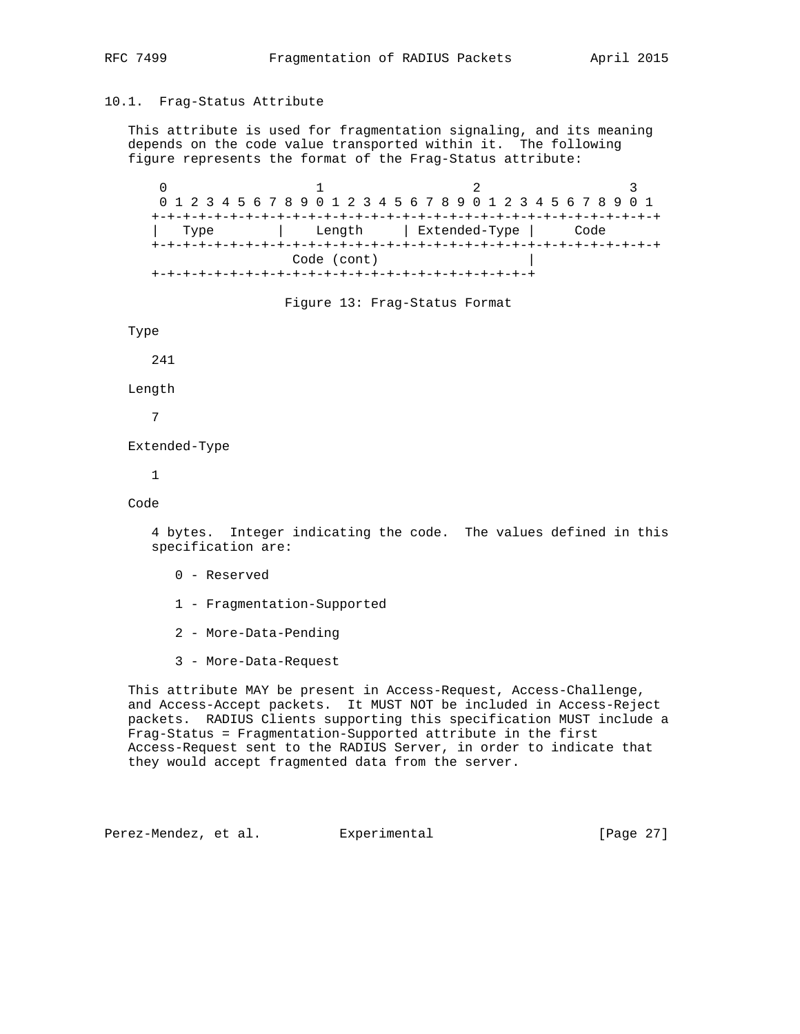### 10.1. Frag-Status Attribute

This attribute is used for fragmentation signaling, and its meaning depends on the code value transported within it. The following figure represents the format of the Frag-Status attribute:

```
 0                   1                   2                   3
 0 1 2 3 4 5 6 7 8 9 0 1 2 3 4 5 6 7 8 9 0 1 2 3 4 5 6 7 8 9 0 1
+-+-+-+-+-+-+-+-+-+-+-+-+-+-+-+-+-+-+-+-+-+-+-+-+-+-+-+-+-+-+-+-+
|   Type        |    Length     | Extended-Type |     Code
+-+-+-+-+-+-+-+-+-+-+-+-+-+-+-+-+-+-+-+-+-+-+-+-+-+-+-+-+-+-+-+-+
                     Code (cont)                |
+-+-+-+-+-+-+-+-+-+-+-+-+-+-+-+-+-+-+-+-+-+-+-+-+
```

Figure 13: Frag-Status Format

Type

241

Length

7

Extended-Type

1

Code

4 bytes. Integer indicating the code. The values defined in this specification are:

0 - Reserved

1 - Fragmentation-Supported

2 - More-Data-Pending

3 - More-Data-Request

This attribute MAY be present in Access-Request, Access-Challenge, and Access-Accept packets. It MUST NOT be included in Access-Reject packets. RADIUS Clients supporting this specification MUST include a Frag-Status = Fragmentation-Supported attribute in the first Access-Request sent to the RADIUS Server, in order to indicate that they would accept fragmented data from the server.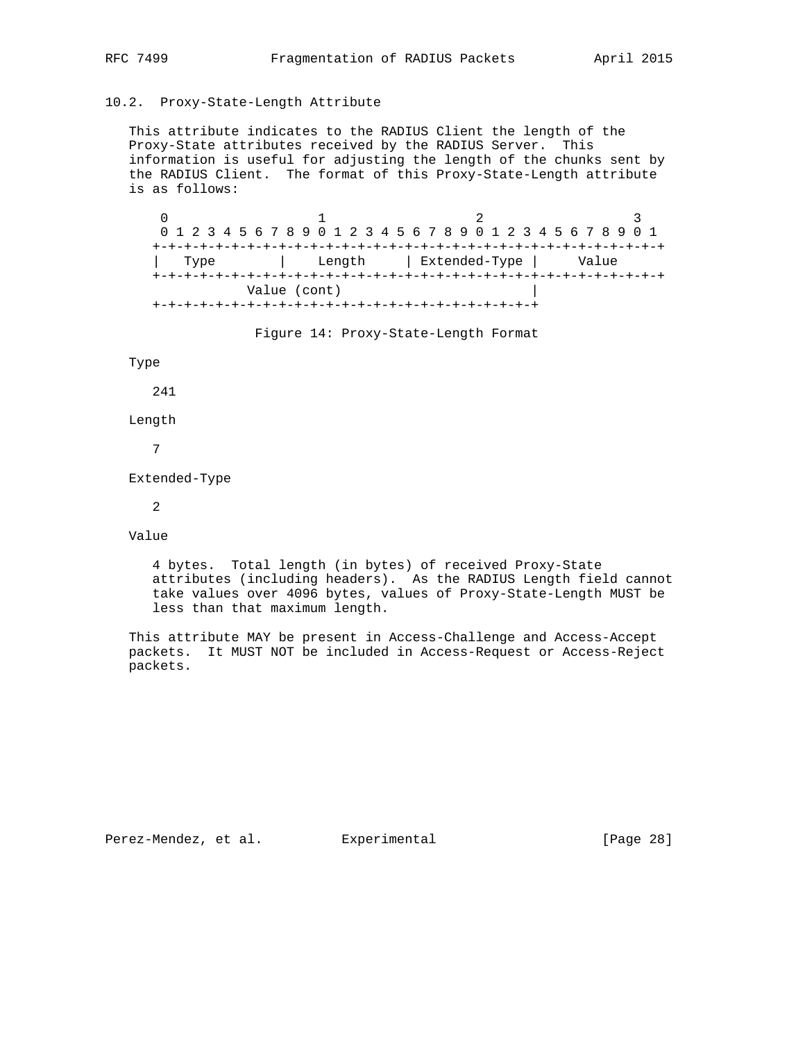### 10.2. Proxy-State-Length Attribute

This attribute indicates to the RADIUS Client the length of the Proxy-State attributes received by the RADIUS Server. This information is useful for adjusting the length of the chunks sent by the RADIUS Client. The format of this Proxy-State-Length attribute is as follows:

```
 0                   1                   2                   3
 0 1 2 3 4 5 6 7 8 9 0 1 2 3 4 5 6 7 8 9 0 1 2 3 4 5 6 7 8 9 0 1
+-+-+-+-+-+-+-+-+-+-+-+-+-+-+-+-+-+-+-+-+-+-+-+-+-+-+-+-+-+-+-+-+
|   Type        |    Length     | Extended-Type |     Value
+-+-+-+-+-+-+-+-+-+-+-+-+-+-+-+-+-+-+-+-+-+-+-+-+-+-+-+-+-+-+-+-+
           Value (cont)                         |
+-+-+-+-+-+-+-+-+-+-+-+-+-+-+-+-+-+-+-+-+-+-+-+-+
```

Figure 14: Proxy-State-Length Format

Type

241

Length

7

Extended-Type

2

Value

4 bytes. Total length (in bytes) of received Proxy-State attributes (including headers). As the RADIUS Length field cannot take values over 4096 bytes, values of Proxy-State-Length MUST be less than that maximum length.

This attribute MAY be present in Access-Challenge and Access-Accept packets. It MUST NOT be included in Access-Request or Access-Reject packets.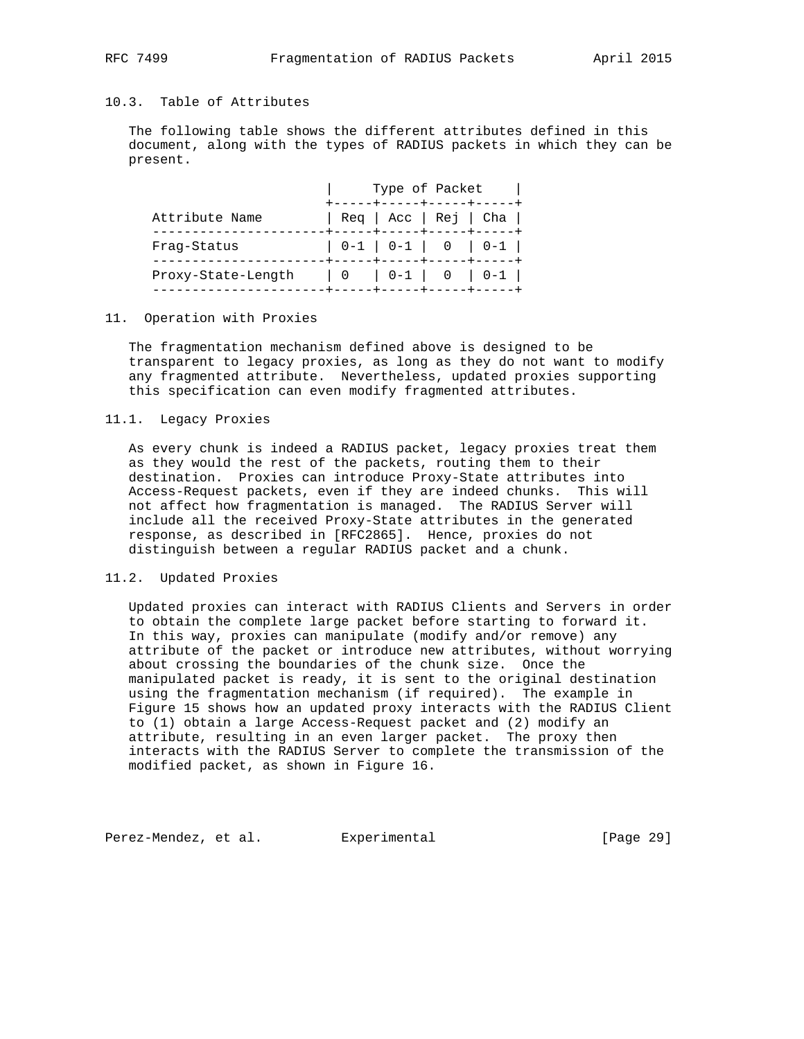### 10.3. Table of Attributes

The following table shows the different attributes defined in this document, along with the types of RADIUS packets in which they can be present.

| | Type of Packet | | | |
|---|---|---|---|---|
| Attribute Name | Req | Acc | Rej | Cha |
| Frag-Status | 0-1 | 0-1 | 0 | 0-1 |
| Proxy-State-Length | 0 | 0-1 | 0 | 0-1 |

## 11. Operation with Proxies

The fragmentation mechanism defined above is designed to be transparent to legacy proxies, as long as they do not want to modify any fragmented attribute. Nevertheless, updated proxies supporting this specification can even modify fragmented attributes.

### 11.1. Legacy Proxies

As every chunk is indeed a RADIUS packet, legacy proxies treat them as they would the rest of the packets, routing them to their destination. Proxies can introduce Proxy-State attributes into Access-Request packets, even if they are indeed chunks. This will not affect how fragmentation is managed. The RADIUS Server will include all the received Proxy-State attributes in the generated response, as described in [RFC2865]. Hence, proxies do not distinguish between a regular RADIUS packet and a chunk.

### 11.2. Updated Proxies

Updated proxies can interact with RADIUS Clients and Servers in order to obtain the complete large packet before starting to forward it. In this way, proxies can manipulate (modify and/or remove) any attribute of the packet or introduce new attributes, without worrying about crossing the boundaries of the chunk size. Once the manipulated packet is ready, it is sent to the original destination using the fragmentation mechanism (if required). The example in Figure 15 shows how an updated proxy interacts with the RADIUS Client to (1) obtain a large Access-Request packet and (2) modify an attribute, resulting in an even larger packet. The proxy then interacts with the RADIUS Server to complete the transmission of the modified packet, as shown in Figure 16.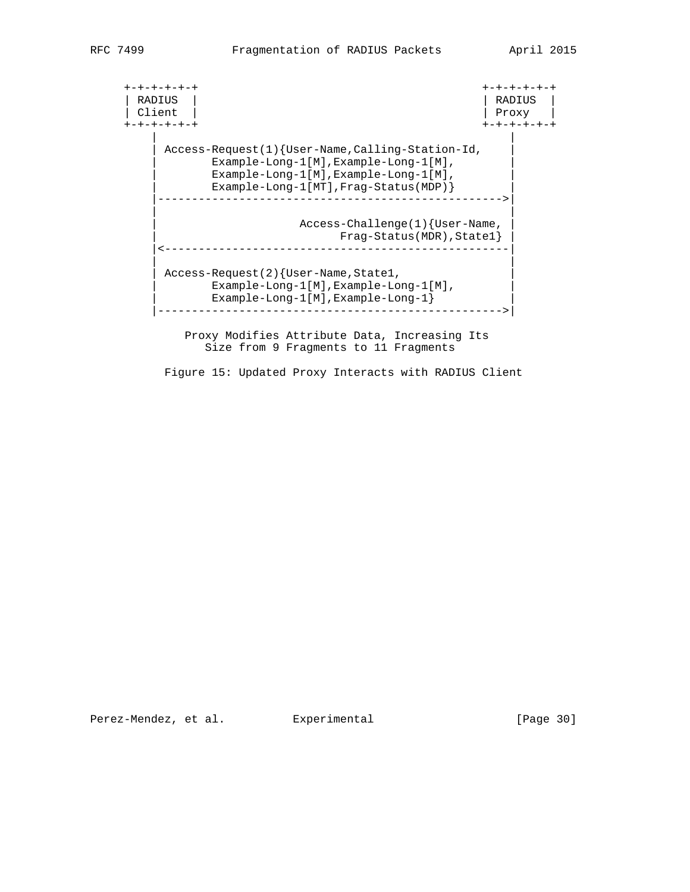```
     +-+-+-+-+-+                                       +-+-+-+-+-+
     | RADIUS  |                                       | RADIUS  |
     | Client  |                                       | Proxy   |
     +-+-+-+-+-+                                       +-+-+-+-+-+
         |                                                 |
         | Access-Request(1){User-Name,Calling-Station-Id, |
         |        Example-Long-1[M],Example-Long-1[M],     |
         |        Example-Long-1[M],Example-Long-1[M],     |
         |        Example-Long-1[MT],Frag-Status(MDP)}     |
         |------------------------------------------------>|
         |                                                 |
         |                     Access-Challenge(1){User-Name,|
         |                           Frag-Status(MDR),State1}|
         |<------------------------------------------------|
         |                                                 |
         | Access-Request(2){User-Name,State1,             |
         |        Example-Long-1[M],Example-Long-1[M],     |
         |        Example-Long-1[M],Example-Long-1}        |
         |------------------------------------------------>|

             Proxy Modifies Attribute Data, Increasing Its
                Size from 9 Fragments to 11 Fragments
```

Figure 15: Updated Proxy Interacts with RADIUS Client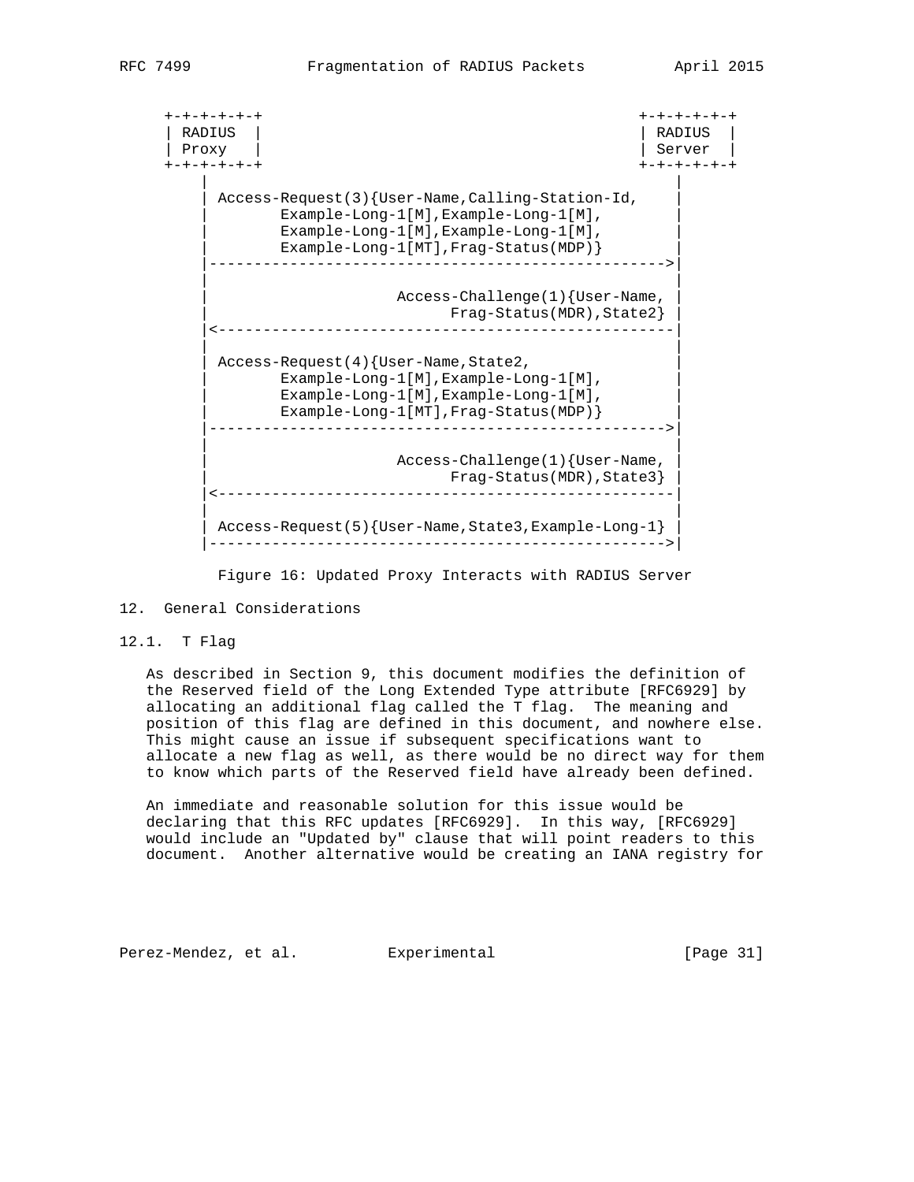```
+-+-+-+-+-+                                          +-+-+-+-+-+
| RADIUS  |                                          | RADIUS  |
| Proxy   |                                          | Server  |
+-+-+-+-+-+                                          +-+-+-+-+-+
     |                                                    |
     | Access-Request(3){User-Name,Calling-Station-Id,    |
     |        Example-Long-1[M],Example-Long-1[M],        |
     |        Example-Long-1[M],Example-Long-1[M],        |
     |        Example-Long-1[MT],Frag-Status(MDP)}        |
     |--------------------------------------------------->|
     |                                                    |
     |                     Access-Challenge(1){User-Name, |
     |                           Frag-Status(MDR),State2} |
     |<---------------------------------------------------|
     |                                                    |
     | Access-Request(4){User-Name,State2,                |
     |        Example-Long-1[M],Example-Long-1[M],        |
     |        Example-Long-1[M],Example-Long-1[M],        |
     |        Example-Long-1[MT],Frag-Status(MDP)}        |
     |--------------------------------------------------->|
     |                                                    |
     |                     Access-Challenge(1){User-Name, |
     |                           Frag-Status(MDR),State3} |
     |<---------------------------------------------------|
     |                                                    |
     | Access-Request(5){User-Name,State3,Example-Long-1} |
     |--------------------------------------------------->|
```

Figure 16: Updated Proxy Interacts with RADIUS Server

## 12. General Considerations

### 12.1. T Flag

As described in Section 9, this document modifies the definition of the Reserved field of the Long Extended Type attribute [RFC6929] by allocating an additional flag called the T flag. The meaning and position of this flag are defined in this document, and nowhere else. This might cause an issue if subsequent specifications want to allocate a new flag as well, as there would be no direct way for them to know which parts of the Reserved field have already been defined.

An immediate and reasonable solution for this issue would be declaring that this RFC updates [RFC6929]. In this way, [RFC6929] would include an "Updated by" clause that will point readers to this document. Another alternative would be creating an IANA registry for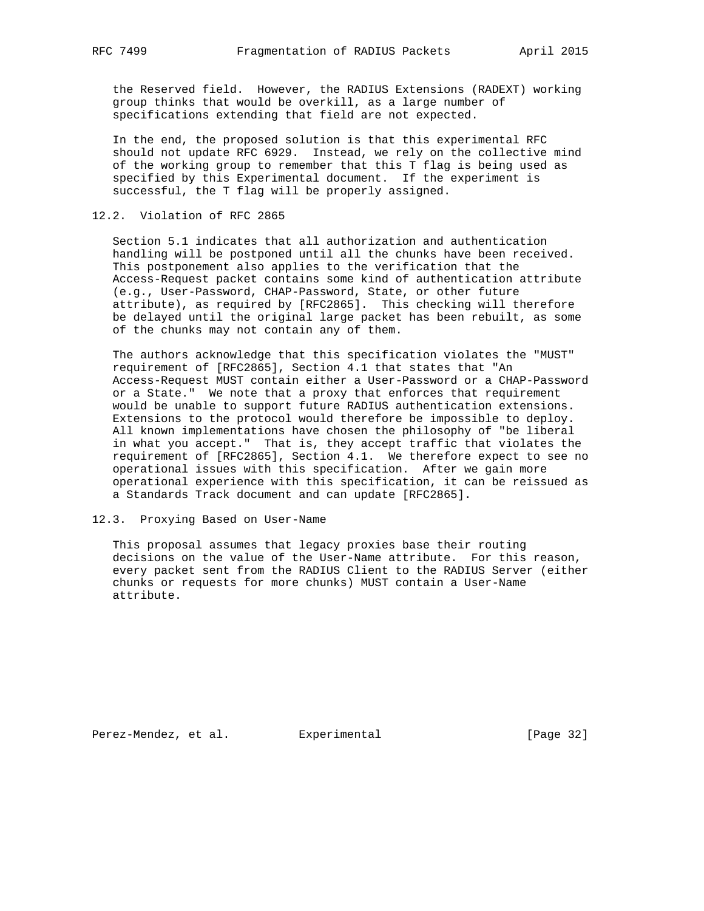the Reserved field. However, the RADIUS Extensions (RADEXT) working group thinks that would be overkill, as a large number of specifications extending that field are not expected.

In the end, the proposed solution is that this experimental RFC should not update RFC 6929. Instead, we rely on the collective mind of the working group to remember that this T flag is being used as specified by this Experimental document. If the experiment is successful, the T flag will be properly assigned.

## 12.2. Violation of RFC 2865

Section 5.1 indicates that all authorization and authentication handling will be postponed until all the chunks have been received. This postponement also applies to the verification that the Access-Request packet contains some kind of authentication attribute (e.g., User-Password, CHAP-Password, State, or other future attribute), as required by [RFC2865]. This checking will therefore be delayed until the original large packet has been rebuilt, as some of the chunks may not contain any of them.

The authors acknowledge that this specification violates the "MUST" requirement of [RFC2865], Section 4.1 that states that "An Access-Request MUST contain either a User-Password or a CHAP-Password or a State." We note that a proxy that enforces that requirement would be unable to support future RADIUS authentication extensions. Extensions to the protocol would therefore be impossible to deploy. All known implementations have chosen the philosophy of "be liberal in what you accept." That is, they accept traffic that violates the requirement of [RFC2865], Section 4.1. We therefore expect to see no operational issues with this specification. After we gain more operational experience with this specification, it can be reissued as a Standards Track document and can update [RFC2865].

## 12.3. Proxying Based on User-Name

This proposal assumes that legacy proxies base their routing decisions on the value of the User-Name attribute. For this reason, every packet sent from the RADIUS Client to the RADIUS Server (either chunks or requests for more chunks) MUST contain a User-Name attribute.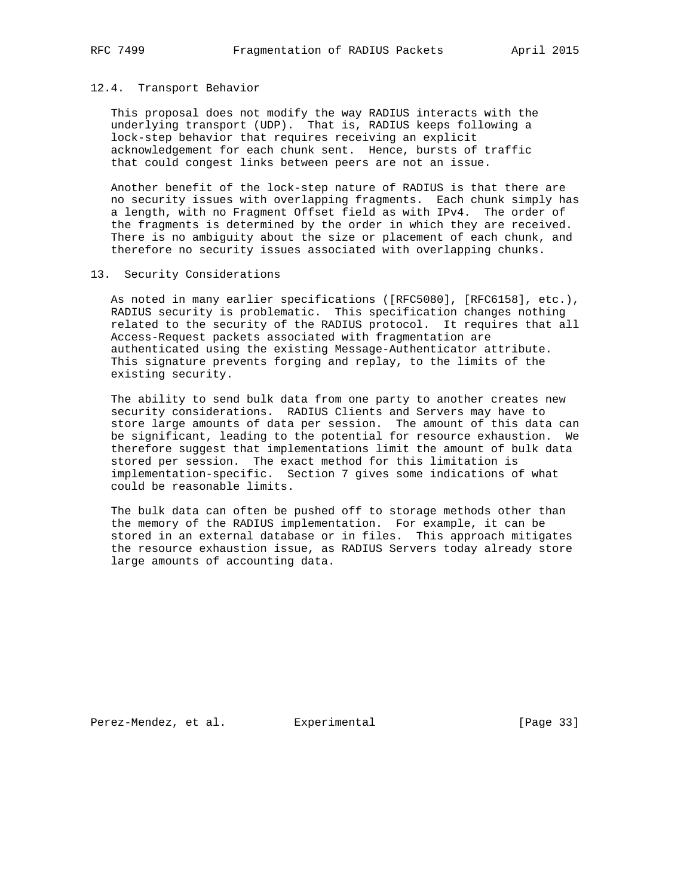### 12.4. Transport Behavior

This proposal does not modify the way RADIUS interacts with the underlying transport (UDP). That is, RADIUS keeps following a lock-step behavior that requires receiving an explicit acknowledgement for each chunk sent. Hence, bursts of traffic that could congest links between peers are not an issue.

Another benefit of the lock-step nature of RADIUS is that there are no security issues with overlapping fragments. Each chunk simply has a length, with no Fragment Offset field as with IPv4. The order of the fragments is determined by the order in which they are received. There is no ambiguity about the size or placement of each chunk, and therefore no security issues associated with overlapping chunks.

## 13. Security Considerations

As noted in many earlier specifications ([RFC5080], [RFC6158], etc.), RADIUS security is problematic. This specification changes nothing related to the security of the RADIUS protocol. It requires that all Access-Request packets associated with fragmentation are authenticated using the existing Message-Authenticator attribute. This signature prevents forging and replay, to the limits of the existing security.

The ability to send bulk data from one party to another creates new security considerations. RADIUS Clients and Servers may have to store large amounts of data per session. The amount of this data can be significant, leading to the potential for resource exhaustion. We therefore suggest that implementations limit the amount of bulk data stored per session. The exact method for this limitation is implementation-specific. Section 7 gives some indications of what could be reasonable limits.

The bulk data can often be pushed off to storage methods other than the memory of the RADIUS implementation. For example, it can be stored in an external database or in files. This approach mitigates the resource exhaustion issue, as RADIUS Servers today already store large amounts of accounting data.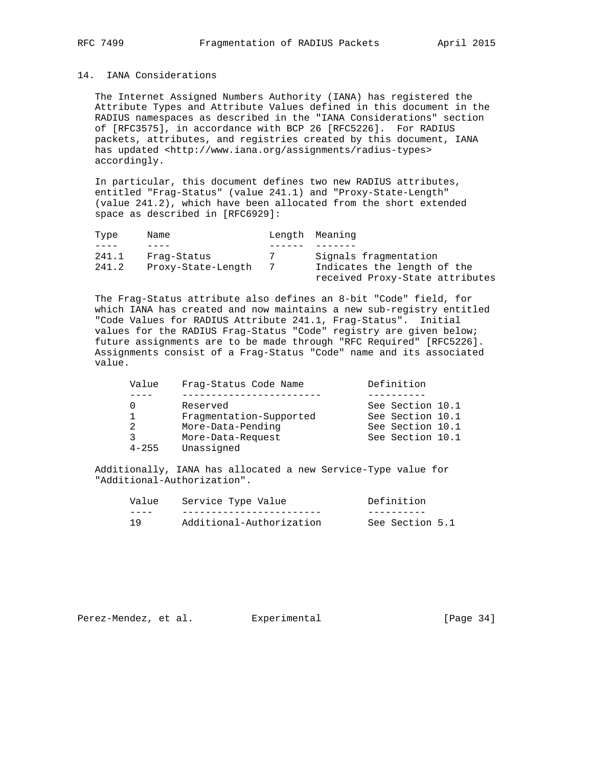## 14. IANA Considerations

The Internet Assigned Numbers Authority (IANA) has registered the Attribute Types and Attribute Values defined in this document in the RADIUS namespaces as described in the "IANA Considerations" section of [RFC3575], in accordance with BCP 26 [RFC5226]. For RADIUS packets, attributes, and registries created by this document, IANA has updated <http://www.iana.org/assignments/radius-types> accordingly.

In particular, this document defines two new RADIUS attributes, entitled "Frag-Status" (value 241.1) and "Proxy-State-Length" (value 241.2), which have been allocated from the short extended space as described in [RFC6929]:

| Type | Name | Length | Meaning |
|---|---|---|---|
| 241.1 | Frag-Status | 7 | Signals fragmentation |
| 241.2 | Proxy-State-Length | 7 | Indicates the length of the received Proxy-State attributes |

The Frag-Status attribute also defines an 8-bit "Code" field, for which IANA has created and now maintains a new sub-registry entitled "Code Values for RADIUS Attribute 241.1, Frag-Status". Initial values for the RADIUS Frag-Status "Code" registry are given below; future assignments are to be made through "RFC Required" [RFC5226]. Assignments consist of a Frag-Status "Code" name and its associated value.

| Value | Frag-Status Code Name | Definition |
|---|---|---|
| 0 | Reserved | See Section 10.1 |
| 1 | Fragmentation-Supported | See Section 10.1 |
| 2 | More-Data-Pending | See Section 10.1 |
| 3 | More-Data-Request | See Section 10.1 |
| 4-255 | Unassigned | |

Additionally, IANA has allocated a new Service-Type value for "Additional-Authorization".

| Value | Service Type Value | Definition |
|---|---|---|
| 19 | Additional-Authorization | See Section 5.1 |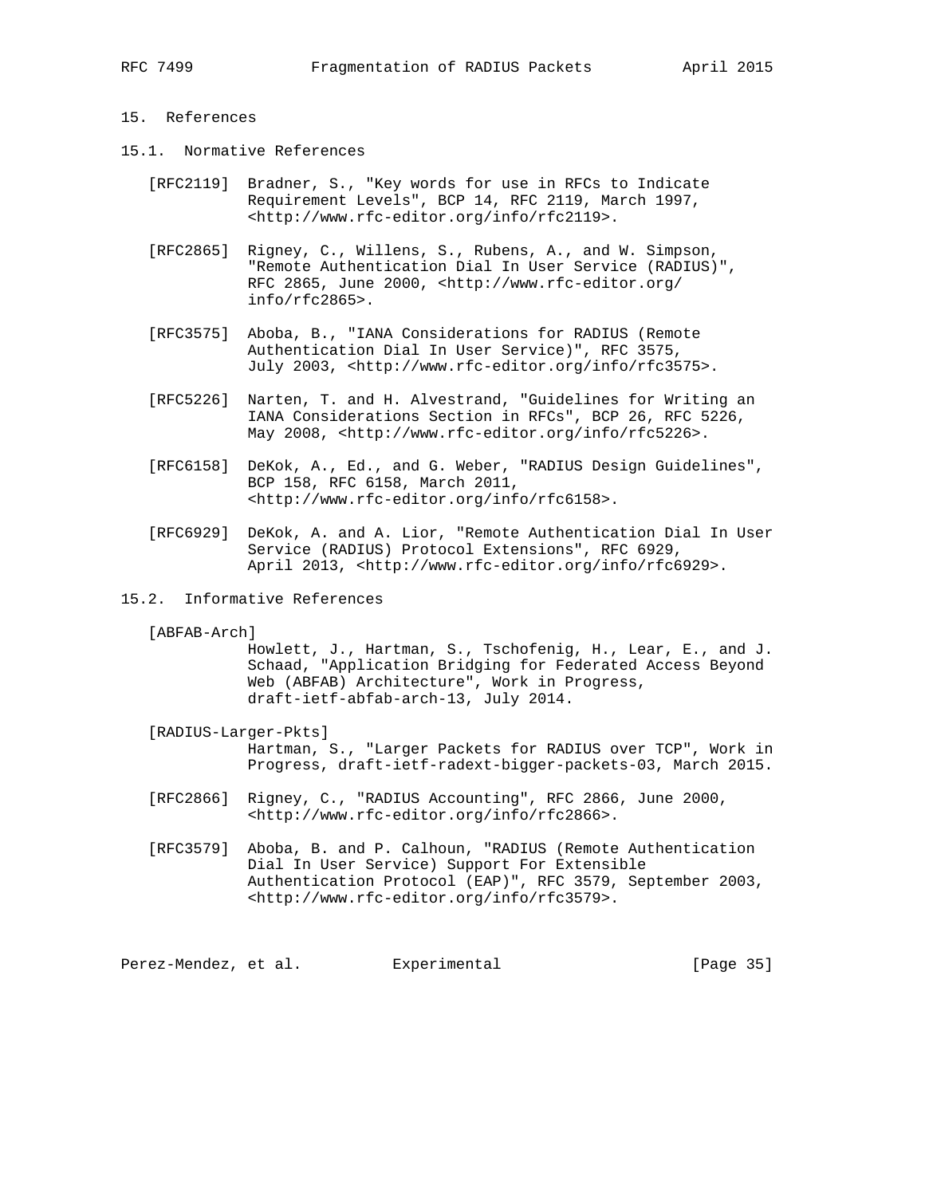## 15. References

### 15.1. Normative References

[RFC2119] Bradner, S., "Key words for use in RFCs to Indicate Requirement Levels", BCP 14, RFC 2119, March 1997, <http://www.rfc-editor.org/info/rfc2119>.

[RFC2865] Rigney, C., Willens, S., Rubens, A., and W. Simpson, "Remote Authentication Dial In User Service (RADIUS)", RFC 2865, June 2000, <http://www.rfc-editor.org/info/rfc2865>.

[RFC3575] Aboba, B., "IANA Considerations for RADIUS (Remote Authentication Dial In User Service)", RFC 3575, July 2003, <http://www.rfc-editor.org/info/rfc3575>.

[RFC5226] Narten, T. and H. Alvestrand, "Guidelines for Writing an IANA Considerations Section in RFCs", BCP 26, RFC 5226, May 2008, <http://www.rfc-editor.org/info/rfc5226>.

[RFC6158] DeKok, A., Ed., and G. Weber, "RADIUS Design Guidelines", BCP 158, RFC 6158, March 2011, <http://www.rfc-editor.org/info/rfc6158>.

[RFC6929] DeKok, A. and A. Lior, "Remote Authentication Dial In User Service (RADIUS) Protocol Extensions", RFC 6929, April 2013, <http://www.rfc-editor.org/info/rfc6929>.

### 15.2. Informative References

[ABFAB-Arch] Howlett, J., Hartman, S., Tschofenig, H., Lear, E., and J. Schaad, "Application Bridging for Federated Access Beyond Web (ABFAB) Architecture", Work in Progress, draft-ietf-abfab-arch-13, July 2014.

[RADIUS-Larger-Pkts] Hartman, S., "Larger Packets for RADIUS over TCP", Work in Progress, draft-ietf-radext-bigger-packets-03, March 2015.

[RFC2866] Rigney, C., "RADIUS Accounting", RFC 2866, June 2000, <http://www.rfc-editor.org/info/rfc2866>.

[RFC3579] Aboba, B. and P. Calhoun, "RADIUS (Remote Authentication Dial In User Service) Support For Extensible Authentication Protocol (EAP)", RFC 3579, September 2003, <http://www.rfc-editor.org/info/rfc3579>.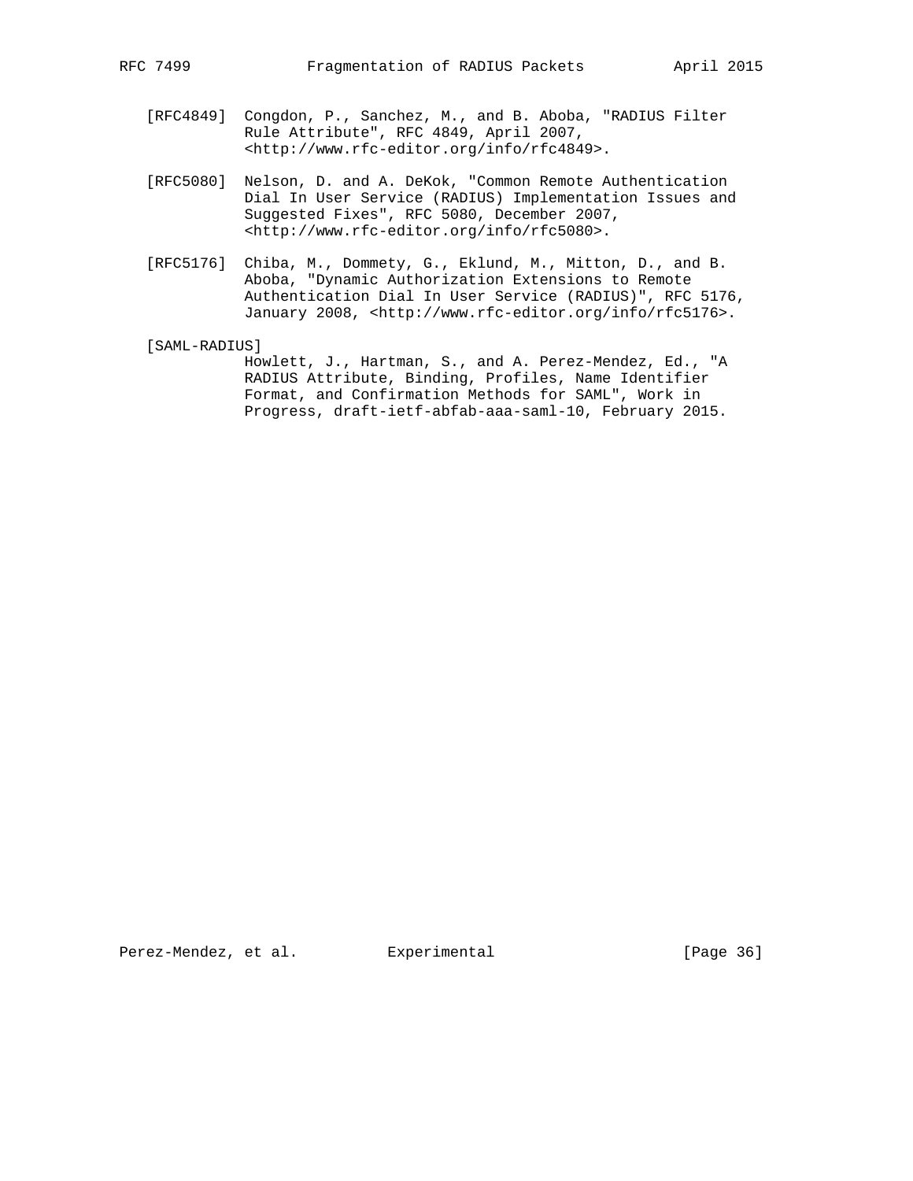[RFC4849] Congdon, P., Sanchez, M., and B. Aboba, "RADIUS Filter Rule Attribute", RFC 4849, April 2007, <http://www.rfc-editor.org/info/rfc4849>.

[RFC5080] Nelson, D. and A. DeKok, "Common Remote Authentication Dial In User Service (RADIUS) Implementation Issues and Suggested Fixes", RFC 5080, December 2007, <http://www.rfc-editor.org/info/rfc5080>.

[RFC5176] Chiba, M., Dommety, G., Eklund, M., Mitton, D., and B. Aboba, "Dynamic Authorization Extensions to Remote Authentication Dial In User Service (RADIUS)", RFC 5176, January 2008, <http://www.rfc-editor.org/info/rfc5176>.

[SAML-RADIUS] Howlett, J., Hartman, S., and A. Perez-Mendez, Ed., "A RADIUS Attribute, Binding, Profiles, Name Identifier Format, and Confirmation Methods for SAML", Work in Progress, draft-ietf-abfab-aaa-saml-10, February 2015.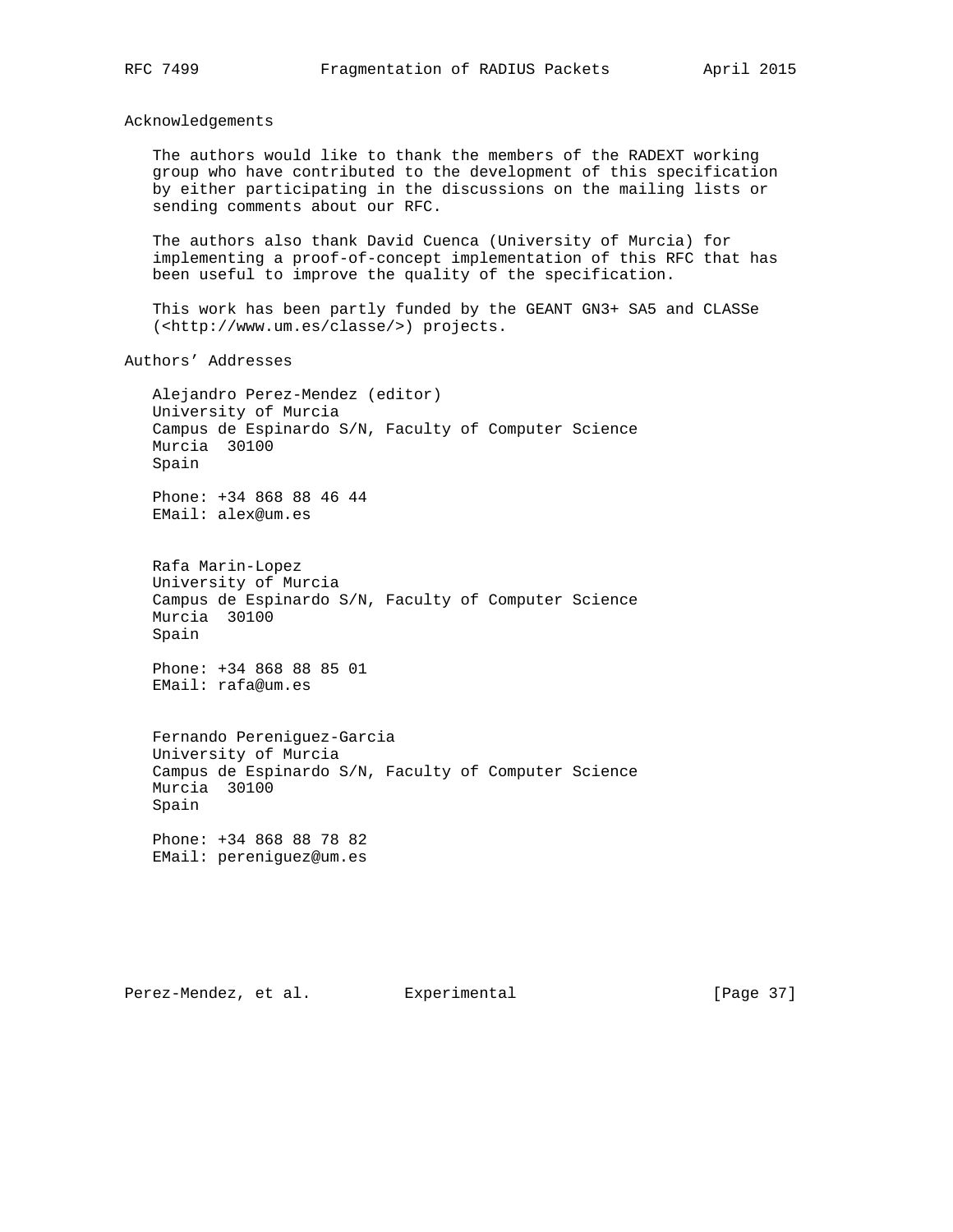## Acknowledgements

The authors would like to thank the members of the RADEXT working group who have contributed to the development of this specification by either participating in the discussions on the mailing lists or sending comments about our RFC.

The authors also thank David Cuenca (University of Murcia) for implementing a proof-of-concept implementation of this RFC that has been useful to improve the quality of the specification.

This work has been partly funded by the GEANT GN3+ SA5 and CLASSe (<http://www.um.es/classe/>) projects.

## Authors' Addresses

Alejandro Perez-Mendez (editor)
University of Murcia
Campus de Espinardo S/N, Faculty of Computer Science
Murcia  30100
Spain

Phone: +34 868 88 46 44
EMail: alex@um.es

Rafa Marin-Lopez
University of Murcia
Campus de Espinardo S/N, Faculty of Computer Science
Murcia  30100
Spain

Phone: +34 868 88 85 01
EMail: rafa@um.es

Fernando Pereniguez-Garcia
University of Murcia
Campus de Espinardo S/N, Faculty of Computer Science
Murcia  30100
Spain

Phone: +34 868 88 78 82
EMail: pereniguez@um.es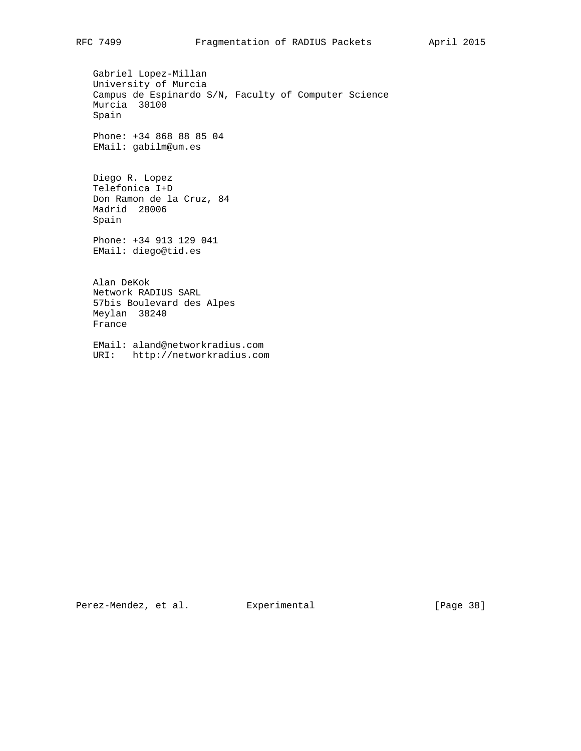Gabriel Lopez-Millan
University of Murcia
Campus de Espinardo S/N, Faculty of Computer Science
Murcia  30100
Spain

Phone: +34 868 88 85 04
EMail: gabilm@um.es

Diego R. Lopez
Telefonica I+D
Don Ramon de la Cruz, 84
Madrid  28006
Spain

Phone: +34 913 129 041
EMail: diego@tid.es

Alan DeKok
Network RADIUS SARL
57bis Boulevard des Alpes
Meylan  38240
France

EMail: aland@networkradius.com
URI:   http://networkradius.com